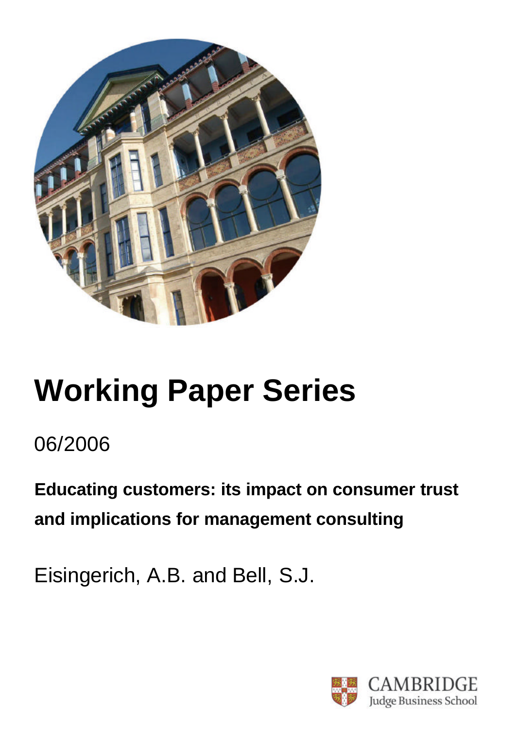# Working Paper Series

06/2006

**Educating customers: its impact on consumer trust and implications for management consulting**

Eisingerich, A.B. and Bell, S.J.

CAMBRIDGE
Judge Business School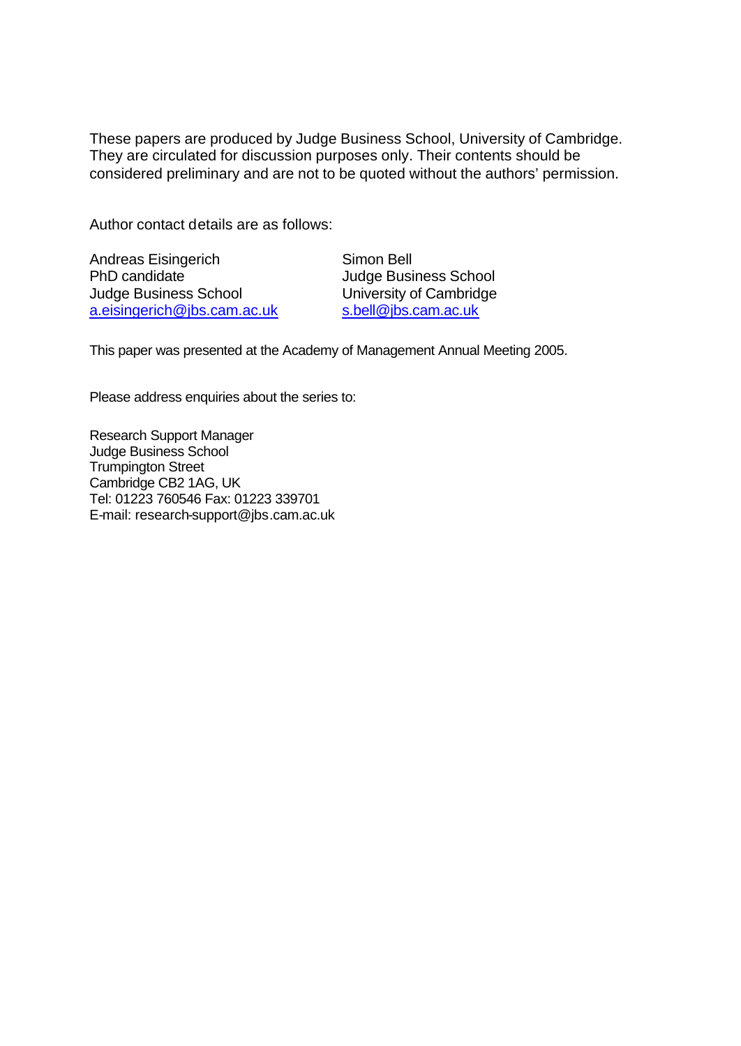These papers are produced by Judge Business School, University of Cambridge. They are circulated for discussion purposes only. Their contents should be considered preliminary and are not to be quoted without the authors' permission.

Author contact details are as follows:

Andreas Eisingerich
PhD candidate
Judge Business School
a.eisingerich@jbs.cam.ac.uk

Simon Bell
Judge Business School
University of Cambridge
s.bell@jbs.cam.ac.uk

This paper was presented at the Academy of Management Annual Meeting 2005.

Please address enquiries about the series to:

Research Support Manager
Judge Business School
Trumpington Street
Cambridge CB2 1AG, UK
Tel: 01223 760546 Fax: 01223 339701
E-mail: research-support@jbs.cam.ac.uk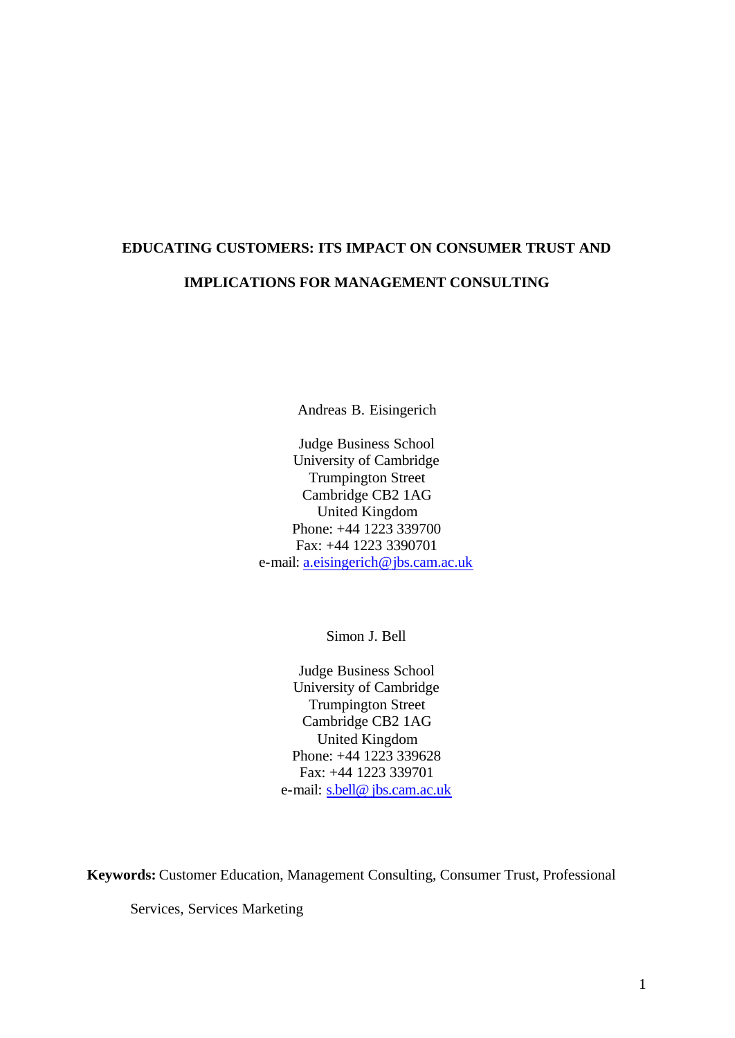# EDUCATING CUSTOMERS: ITS IMPACT ON CONSUMER TRUST AND IMPLICATIONS FOR MANAGEMENT CONSULTING

Andreas B. Eisingerich

Judge Business School  
University of Cambridge  
Trumpington Street  
Cambridge CB2 1AG  
United Kingdom  
Phone: +44 1223 339700  
Fax: +44 1223 3390701  
e-mail: a.eisingerich@jbs.cam.ac.uk

Simon J. Bell

Judge Business School  
University of Cambridge  
Trumpington Street  
Cambridge CB2 1AG  
United Kingdom  
Phone: +44 1223 339628  
Fax: +44 1223 339701  
e-mail: s.bell@ jbs.cam.ac.uk

**Keywords:** Customer Education, Management Consulting, Consumer Trust, Professional Services, Services Marketing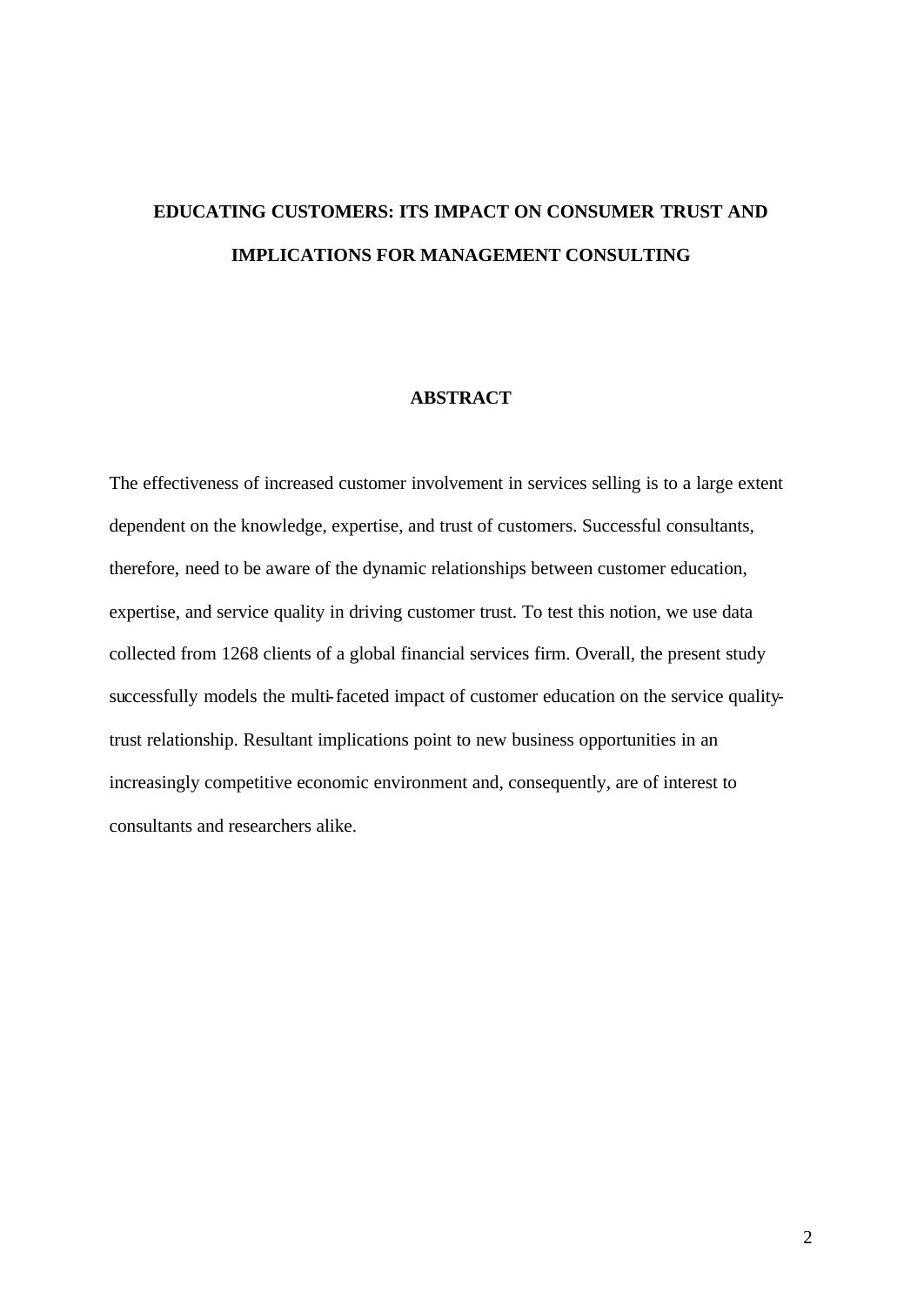# EDUCATING CUSTOMERS: ITS IMPACT ON CONSUMER TRUST AND IMPLICATIONS FOR MANAGEMENT CONSULTING

## ABSTRACT

The effectiveness of increased customer involvement in services selling is to a large extent dependent on the knowledge, expertise, and trust of customers. Successful consultants, therefore, need to be aware of the dynamic relationships between customer education, expertise, and service quality in driving customer trust. To test this notion, we use data collected from 1268 clients of a global financial services firm. Overall, the present study successfully models the multi-faceted impact of customer education on the service quality-trust relationship. Resultant implications point to new business opportunities in an increasingly competitive economic environment and, consequently, are of interest to consultants and researchers alike.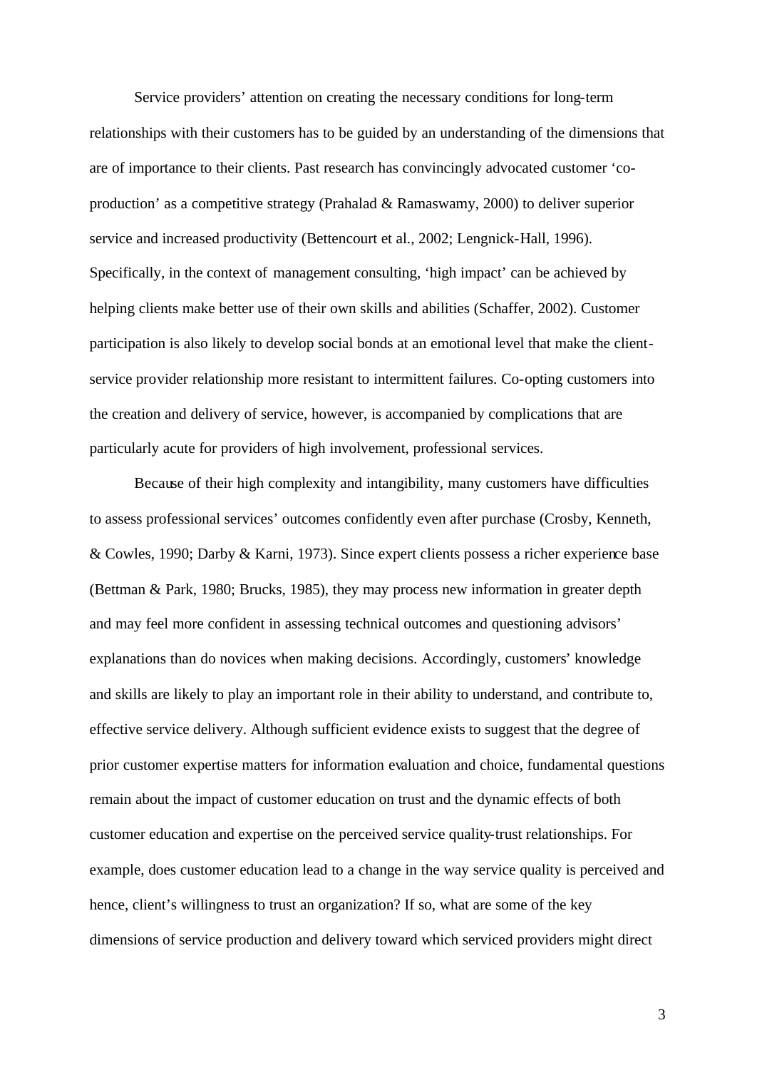Service providers' attention on creating the necessary conditions for long-term relationships with their customers has to be guided by an understanding of the dimensions that are of importance to their clients. Past research has convincingly advocated customer 'co-production' as a competitive strategy (Prahalad & Ramaswamy, 2000) to deliver superior service and increased productivity (Bettencourt et al., 2002; Lengnick-Hall, 1996). Specifically, in the context of management consulting, 'high impact' can be achieved by helping clients make better use of their own skills and abilities (Schaffer, 2002). Customer participation is also likely to develop social bonds at an emotional level that make the client-service provider relationship more resistant to intermittent failures. Co-opting customers into the creation and delivery of service, however, is accompanied by complications that are particularly acute for providers of high involvement, professional services.

Because of their high complexity and intangibility, many customers have difficulties to assess professional services' outcomes confidently even after purchase (Crosby, Kenneth, & Cowles, 1990; Darby & Karni, 1973). Since expert clients possess a richer experience base (Bettman & Park, 1980; Brucks, 1985), they may process new information in greater depth and may feel more confident in assessing technical outcomes and questioning advisors' explanations than do novices when making decisions. Accordingly, customers' knowledge and skills are likely to play an important role in their ability to understand, and contribute to, effective service delivery. Although sufficient evidence exists to suggest that the degree of prior customer expertise matters for information evaluation and choice, fundamental questions remain about the impact of customer education on trust and the dynamic effects of both customer education and expertise on the perceived service quality-trust relationships. For example, does customer education lead to a change in the way service quality is perceived and hence, client's willingness to trust an organization? If so, what are some of the key dimensions of service production and delivery toward which serviced providers might direct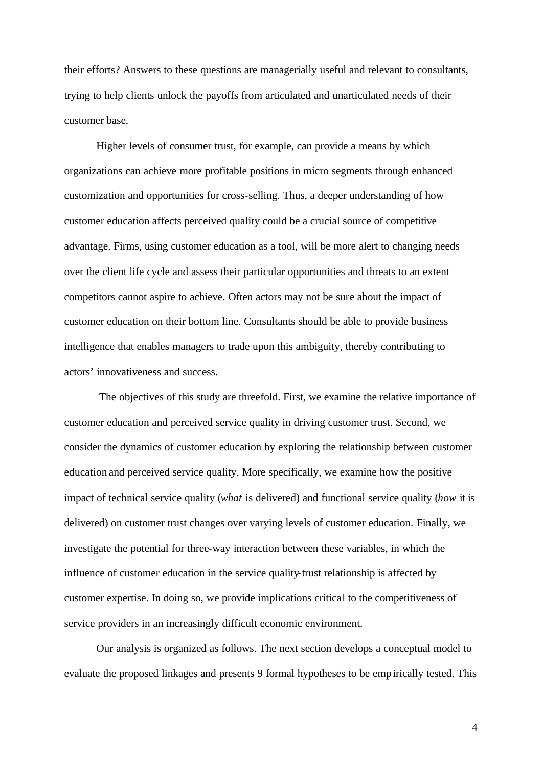their efforts? Answers to these questions are managerially useful and relevant to consultants, trying to help clients unlock the payoffs from articulated and unarticulated needs of their customer base.

Higher levels of consumer trust, for example, can provide a means by which organizations can achieve more profitable positions in micro segments through enhanced customization and opportunities for cross-selling. Thus, a deeper understanding of how customer education affects perceived quality could be a crucial source of competitive advantage. Firms, using customer education as a tool, will be more alert to changing needs over the client life cycle and assess their particular opportunities and threats to an extent competitors cannot aspire to achieve. Often actors may not be sure about the impact of customer education on their bottom line. Consultants should be able to provide business intelligence that enables managers to trade upon this ambiguity, thereby contributing to actors' innovativeness and success.

The objectives of this study are threefold. First, we examine the relative importance of customer education and perceived service quality in driving customer trust. Second, we consider the dynamics of customer education by exploring the relationship between customer education and perceived service quality. More specifically, we examine how the positive impact of technical service quality (*what* is delivered) and functional service quality (*how* it is delivered) on customer trust changes over varying levels of customer education. Finally, we investigate the potential for three-way interaction between these variables, in which the influence of customer education in the service quality-trust relationship is affected by customer expertise. In doing so, we provide implications critical to the competitiveness of service providers in an increasingly difficult economic environment.

Our analysis is organized as follows. The next section develops a conceptual model to evaluate the proposed linkages and presents 9 formal hypotheses to be empirically tested. This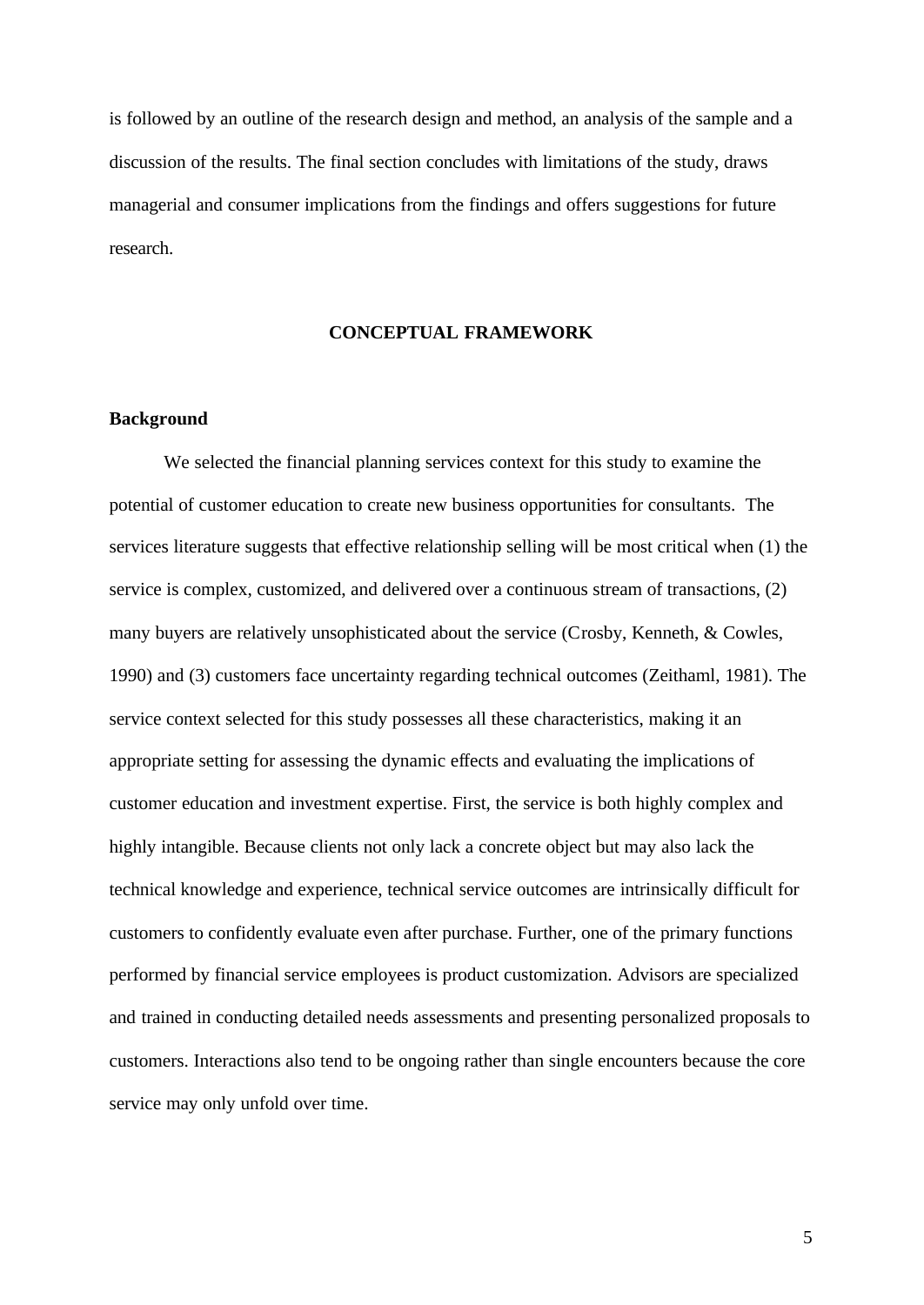is followed by an outline of the research design and method, an analysis of the sample and a discussion of the results. The final section concludes with limitations of the study, draws managerial and consumer implications from the findings and offers suggestions for future research.

## CONCEPTUAL FRAMEWORK

### Background

We selected the financial planning services context for this study to examine the potential of customer education to create new business opportunities for consultants. The services literature suggests that effective relationship selling will be most critical when (1) the service is complex, customized, and delivered over a continuous stream of transactions, (2) many buyers are relatively unsophisticated about the service (Crosby, Kenneth, & Cowles, 1990) and (3) customers face uncertainty regarding technical outcomes (Zeithaml, 1981). The service context selected for this study possesses all these characteristics, making it an appropriate setting for assessing the dynamic effects and evaluating the implications of customer education and investment expertise. First, the service is both highly complex and highly intangible. Because clients not only lack a concrete object but may also lack the technical knowledge and experience, technical service outcomes are intrinsically difficult for customers to confidently evaluate even after purchase. Further, one of the primary functions performed by financial service employees is product customization. Advisors are specialized and trained in conducting detailed needs assessments and presenting personalized proposals to customers. Interactions also tend to be ongoing rather than single encounters because the core service may only unfold over time.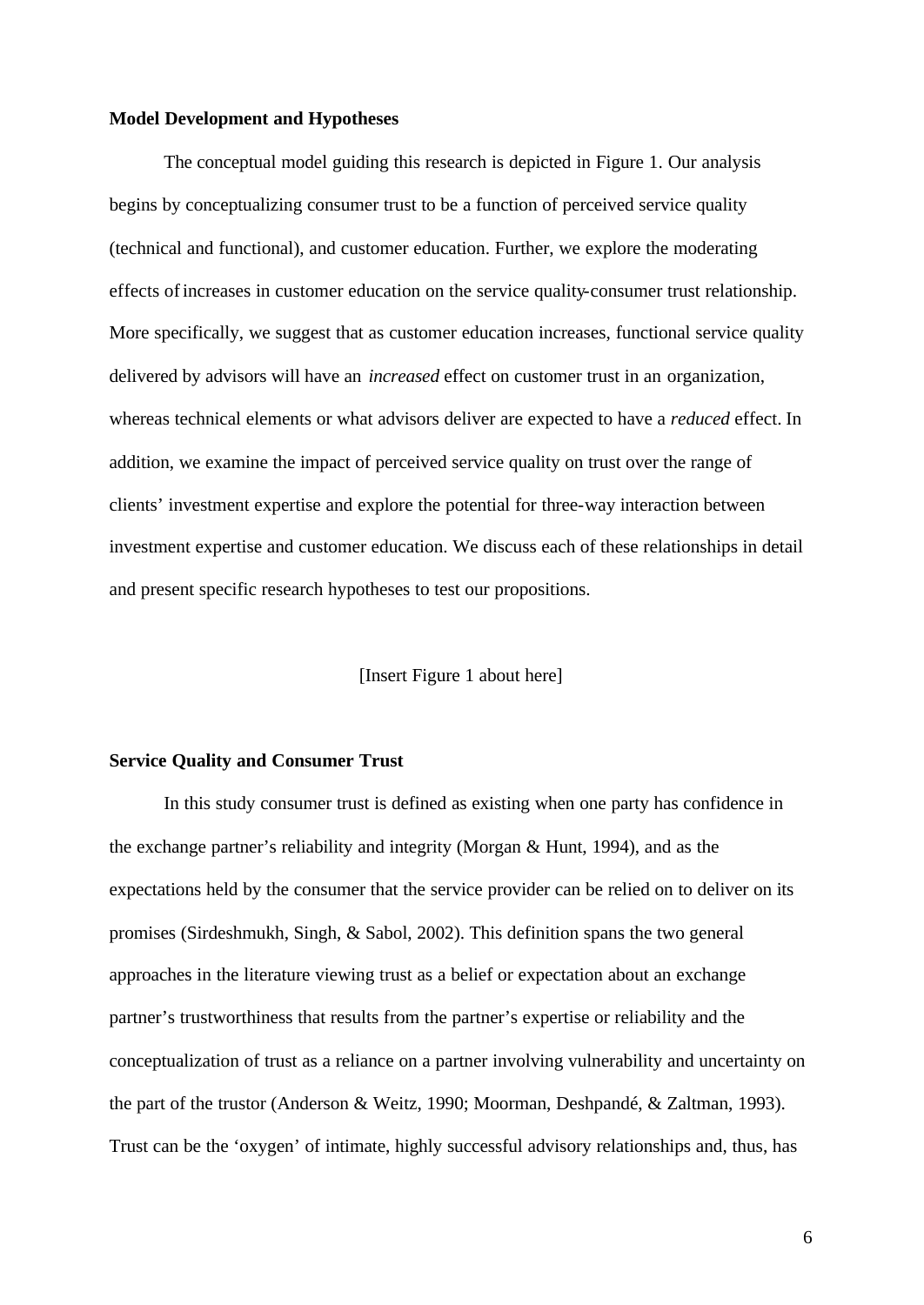**Model Development and Hypotheses**

The conceptual model guiding this research is depicted in Figure 1. Our analysis begins by conceptualizing consumer trust to be a function of perceived service quality (technical and functional), and customer education. Further, we explore the moderating effects of increases in customer education on the service quality-consumer trust relationship. More specifically, we suggest that as customer education increases, functional service quality delivered by advisors will have an *increased* effect on customer trust in an organization, whereas technical elements or what advisors deliver are expected to have a *reduced* effect. In addition, we examine the impact of perceived service quality on trust over the range of clients' investment expertise and explore the potential for three-way interaction between investment expertise and customer education. We discuss each of these relationships in detail and present specific research hypotheses to test our propositions.

[Insert Figure 1 about here]

**Service Quality and Consumer Trust**

In this study consumer trust is defined as existing when one party has confidence in the exchange partner's reliability and integrity (Morgan & Hunt, 1994), and as the expectations held by the consumer that the service provider can be relied on to deliver on its promises (Sirdeshmukh, Singh, & Sabol, 2002). This definition spans the two general approaches in the literature viewing trust as a belief or expectation about an exchange partner's trustworthiness that results from the partner's expertise or reliability and the conceptualization of trust as a reliance on a partner involving vulnerability and uncertainty on the part of the trustor (Anderson & Weitz, 1990; Moorman, Deshpandé, & Zaltman, 1993). Trust can be the 'oxygen' of intimate, highly successful advisory relationships and, thus, has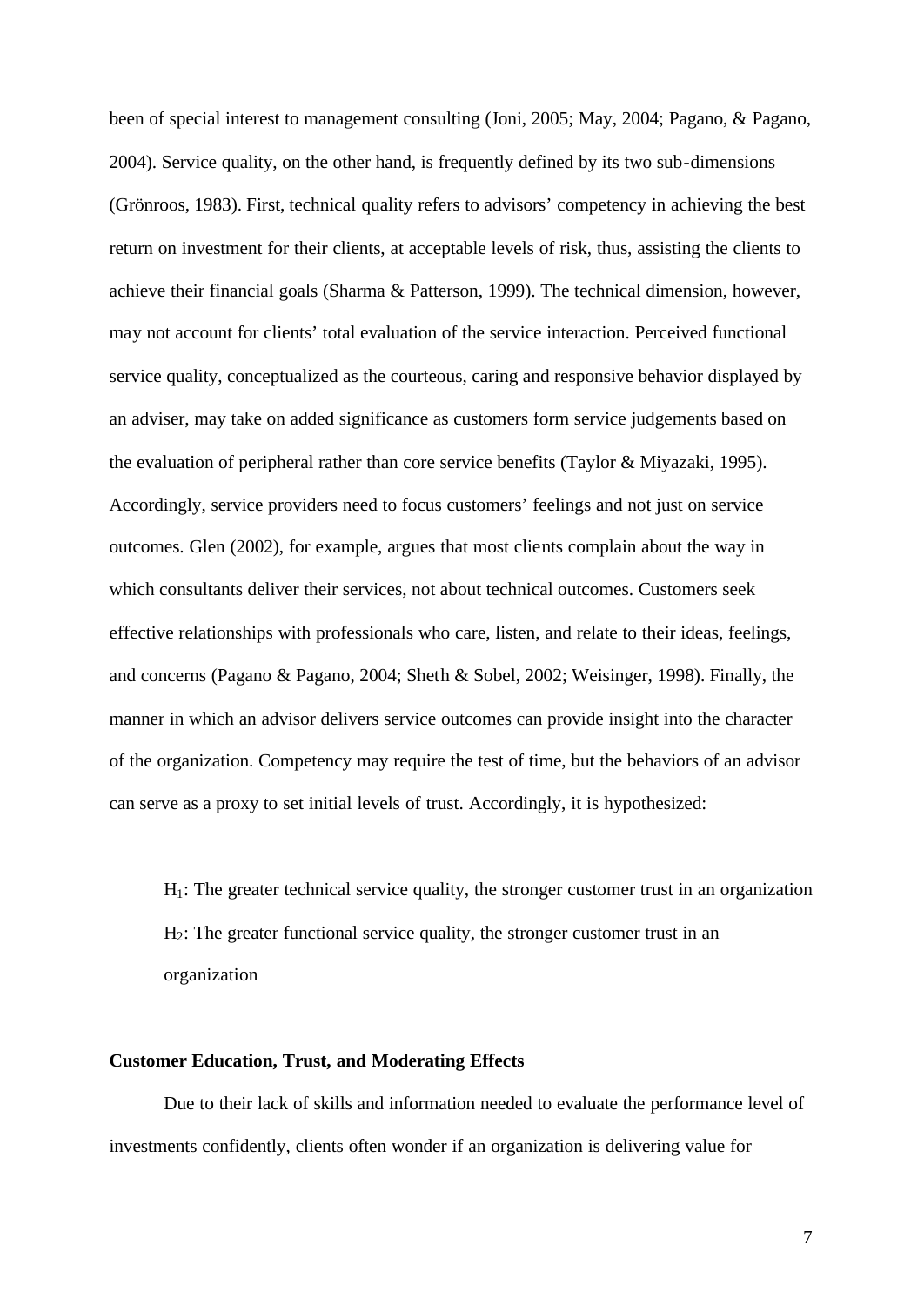been of special interest to management consulting (Joni, 2005; May, 2004; Pagano, & Pagano, 2004). Service quality, on the other hand, is frequently defined by its two sub-dimensions (Grönroos, 1983). First, technical quality refers to advisors' competency in achieving the best return on investment for their clients, at acceptable levels of risk, thus, assisting the clients to achieve their financial goals (Sharma & Patterson, 1999). The technical dimension, however, may not account for clients' total evaluation of the service interaction. Perceived functional service quality, conceptualized as the courteous, caring and responsive behavior displayed by an adviser, may take on added significance as customers form service judgements based on the evaluation of peripheral rather than core service benefits (Taylor & Miyazaki, 1995). Accordingly, service providers need to focus customers' feelings and not just on service outcomes. Glen (2002), for example, argues that most clients complain about the way in which consultants deliver their services, not about technical outcomes. Customers seek effective relationships with professionals who care, listen, and relate to their ideas, feelings, and concerns (Pagano & Pagano, 2004; Sheth & Sobel, 2002; Weisinger, 1998). Finally, the manner in which an advisor delivers service outcomes can provide insight into the character of the organization. Competency may require the test of time, but the behaviors of an advisor can serve as a proxy to set initial levels of trust. Accordingly, it is hypothesized:

$H_1$: The greater technical service quality, the stronger customer trust in an organization

$H_2$: The greater functional service quality, the stronger customer trust in an organization

**Customer Education, Trust, and Moderating Effects**

Due to their lack of skills and information needed to evaluate the performance level of investments confidently, clients often wonder if an organization is delivering value for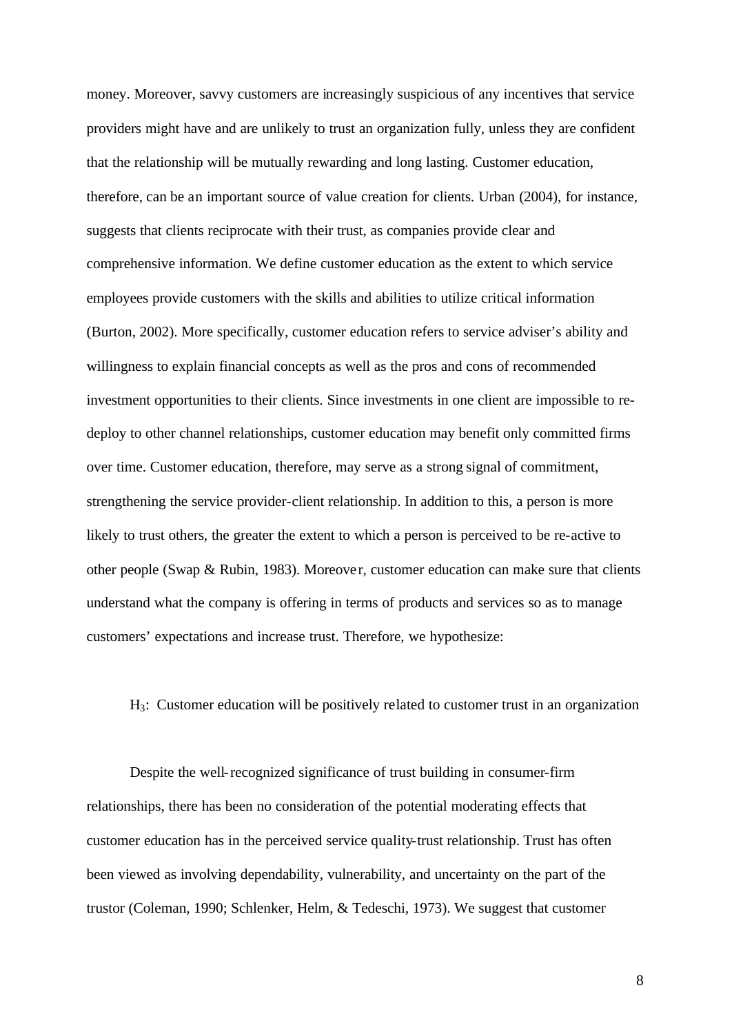money. Moreover, savvy customers are increasingly suspicious of any incentives that service providers might have and are unlikely to trust an organization fully, unless they are confident that the relationship will be mutually rewarding and long lasting. Customer education, therefore, can be an important source of value creation for clients. Urban (2004), for instance, suggests that clients reciprocate with their trust, as companies provide clear and comprehensive information. We define customer education as the extent to which service employees provide customers with the skills and abilities to utilize critical information (Burton, 2002). More specifically, customer education refers to service adviser's ability and willingness to explain financial concepts as well as the pros and cons of recommended investment opportunities to their clients. Since investments in one client are impossible to re-deploy to other channel relationships, customer education may benefit only committed firms over time. Customer education, therefore, may serve as a strong signal of commitment, strengthening the service provider-client relationship. In addition to this, a person is more likely to trust others, the greater the extent to which a person is perceived to be re-active to other people (Swap & Rubin, 1983). Moreover, customer education can make sure that clients understand what the company is offering in terms of products and services so as to manage customers' expectations and increase trust. Therefore, we hypothesize:

$H_3$: Customer education will be positively related to customer trust in an organization

Despite the well-recognized significance of trust building in consumer-firm relationships, there has been no consideration of the potential moderating effects that customer education has in the perceived service quality-trust relationship. Trust has often been viewed as involving dependability, vulnerability, and uncertainty on the part of the trustor (Coleman, 1990; Schlenker, Helm, & Tedeschi, 1973). We suggest that customer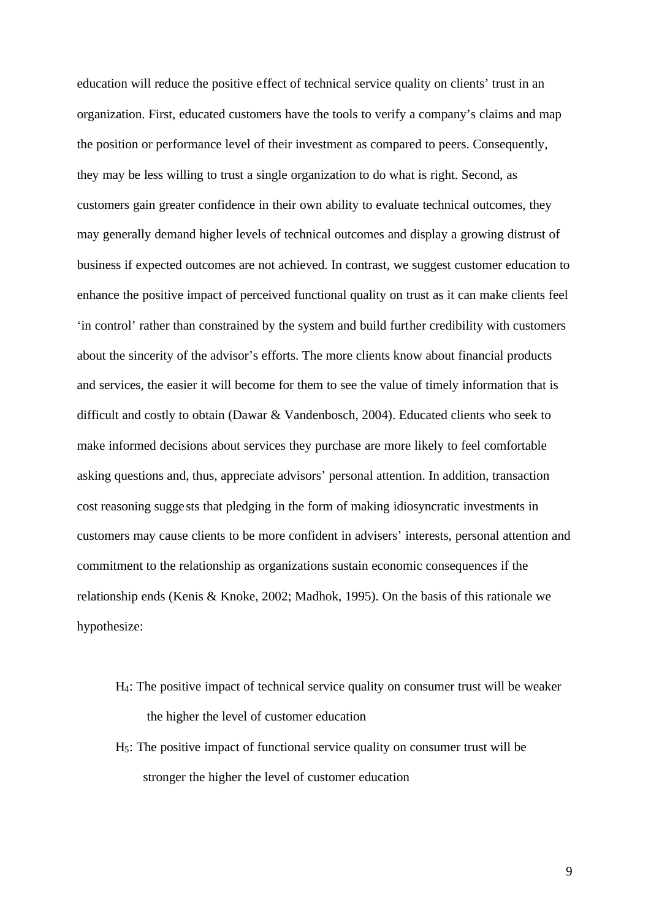education will reduce the positive effect of technical service quality on clients' trust in an organization. First, educated customers have the tools to verify a company's claims and map the position or performance level of their investment as compared to peers. Consequently, they may be less willing to trust a single organization to do what is right. Second, as customers gain greater confidence in their own ability to evaluate technical outcomes, they may generally demand higher levels of technical outcomes and display a growing distrust of business if expected outcomes are not achieved. In contrast, we suggest customer education to enhance the positive impact of perceived functional quality on trust as it can make clients feel 'in control' rather than constrained by the system and build further credibility with customers about the sincerity of the advisor's efforts. The more clients know about financial products and services, the easier it will become for them to see the value of timely information that is difficult and costly to obtain (Dawar & Vandenbosch, 2004). Educated clients who seek to make informed decisions about services they purchase are more likely to feel comfortable asking questions and, thus, appreciate advisors' personal attention. In addition, transaction cost reasoning suggests that pledging in the form of making idiosyncratic investments in customers may cause clients to be more confident in advisers' interests, personal attention and commitment to the relationship as organizations sustain economic consequences if the relationship ends (Kenis & Knoke, 2002; Madhok, 1995). On the basis of this rationale we hypothesize:

$H_4$: The positive impact of technical service quality on consumer trust will be weaker the higher the level of customer education

$H_5$: The positive impact of functional service quality on consumer trust will be stronger the higher the level of customer education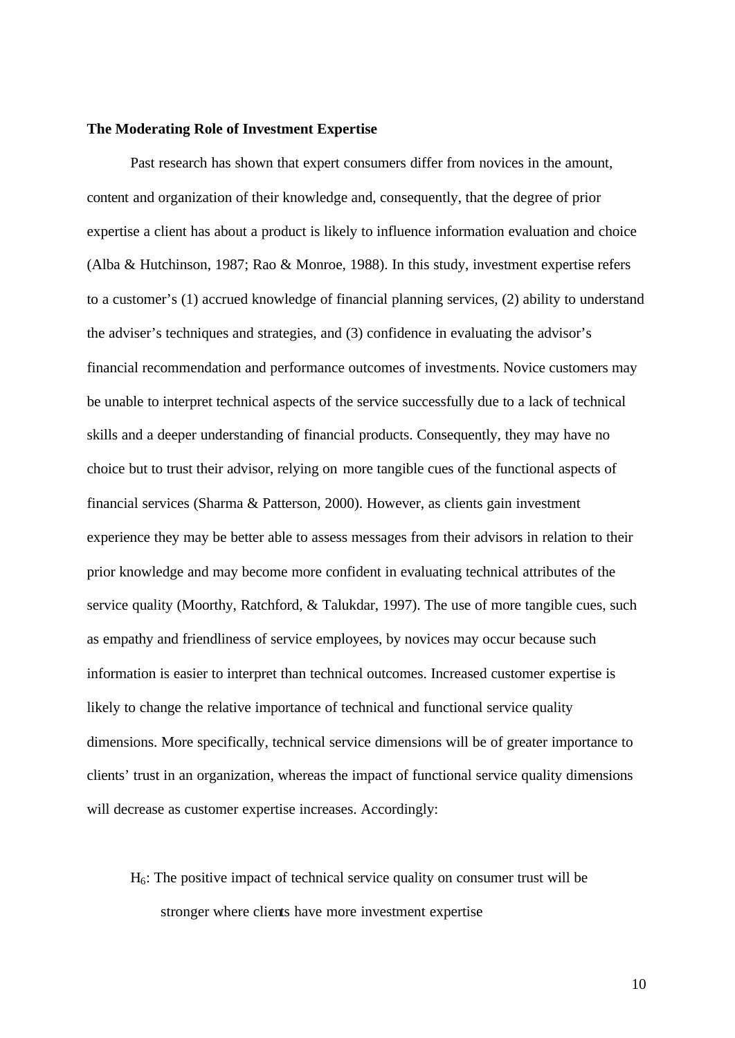**The Moderating Role of Investment Expertise**

Past research has shown that expert consumers differ from novices in the amount, content and organization of their knowledge and, consequently, that the degree of prior expertise a client has about a product is likely to influence information evaluation and choice (Alba & Hutchinson, 1987; Rao & Monroe, 1988). In this study, investment expertise refers to a customer's (1) accrued knowledge of financial planning services, (2) ability to understand the adviser's techniques and strategies, and (3) confidence in evaluating the advisor's financial recommendation and performance outcomes of investments. Novice customers may be unable to interpret technical aspects of the service successfully due to a lack of technical skills and a deeper understanding of financial products. Consequently, they may have no choice but to trust their advisor, relying on more tangible cues of the functional aspects of financial services (Sharma & Patterson, 2000). However, as clients gain investment experience they may be better able to assess messages from their advisors in relation to their prior knowledge and may become more confident in evaluating technical attributes of the service quality (Moorthy, Ratchford, & Talukdar, 1997). The use of more tangible cues, such as empathy and friendliness of service employees, by novices may occur because such information is easier to interpret than technical outcomes. Increased customer expertise is likely to change the relative importance of technical and functional service quality dimensions. More specifically, technical service dimensions will be of greater importance to clients' trust in an organization, whereas the impact of functional service quality dimensions will decrease as customer expertise increases. Accordingly:

$H_6$: The positive impact of technical service quality on consumer trust will be stronger where clients have more investment expertise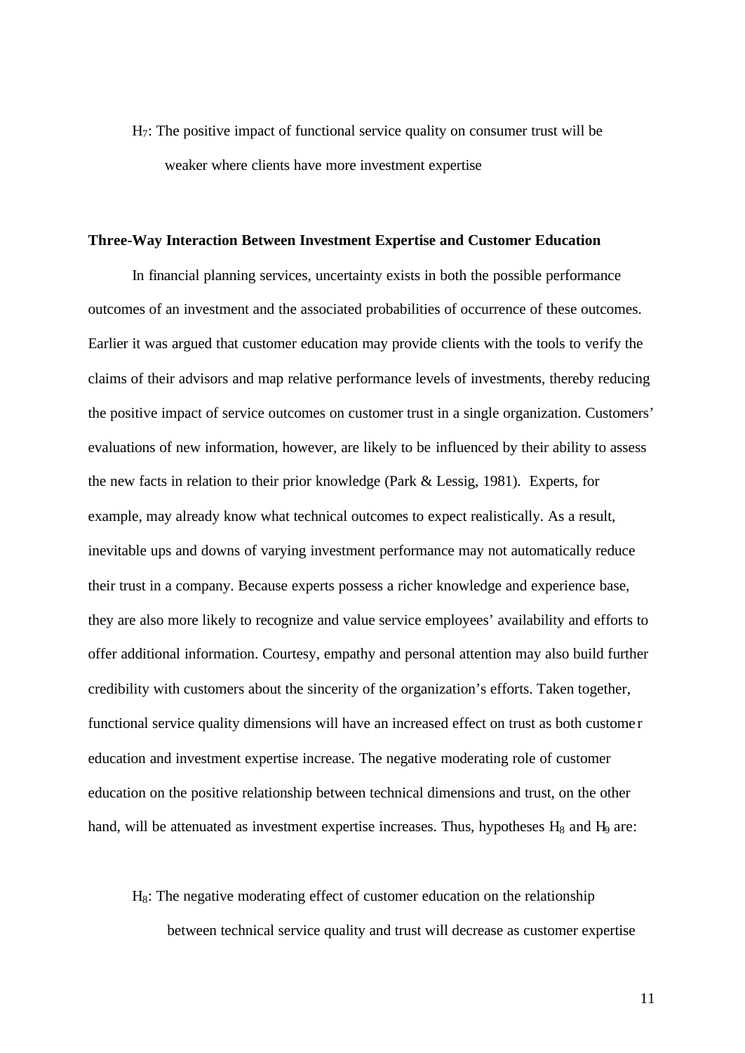$H_7$: The positive impact of functional service quality on consumer trust will be weaker where clients have more investment expertise

**Three-Way Interaction Between Investment Expertise and Customer Education**

In financial planning services, uncertainty exists in both the possible performance outcomes of an investment and the associated probabilities of occurrence of these outcomes. Earlier it was argued that customer education may provide clients with the tools to verify the claims of their advisors and map relative performance levels of investments, thereby reducing the positive impact of service outcomes on customer trust in a single organization. Customers' evaluations of new information, however, are likely to be influenced by their ability to assess the new facts in relation to their prior knowledge (Park & Lessig, 1981). Experts, for example, may already know what technical outcomes to expect realistically. As a result, inevitable ups and downs of varying investment performance may not automatically reduce their trust in a company. Because experts possess a richer knowledge and experience base, they are also more likely to recognize and value service employees' availability and efforts to offer additional information. Courtesy, empathy and personal attention may also build further credibility with customers about the sincerity of the organization's efforts. Taken together, functional service quality dimensions will have an increased effect on trust as both customer education and investment expertise increase. The negative moderating role of customer education on the positive relationship between technical dimensions and trust, on the other hand, will be attenuated as investment expertise increases. Thus, hypotheses $H_8$ and $H_9$ are:

$H_8$: The negative moderating effect of customer education on the relationship between technical service quality and trust will decrease as customer expertise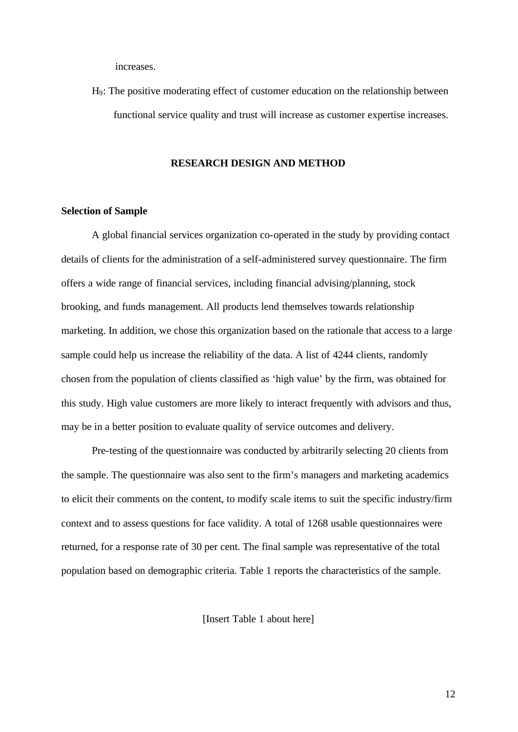increases.

$H_9$: The positive moderating effect of customer education on the relationship between functional service quality and trust will increase as customer expertise increases.

## RESEARCH DESIGN AND METHOD

### Selection of Sample

A global financial services organization co-operated in the study by providing contact details of clients for the administration of a self-administered survey questionnaire. The firm offers a wide range of financial services, including financial advising/planning, stock brooking, and funds management. All products lend themselves towards relationship marketing. In addition, we chose this organization based on the rationale that access to a large sample could help us increase the reliability of the data. A list of 4244 clients, randomly chosen from the population of clients classified as 'high value' by the firm, was obtained for this study. High value customers are more likely to interact frequently with advisors and thus, may be in a better position to evaluate quality of service outcomes and delivery.

Pre-testing of the questionnaire was conducted by arbitrarily selecting 20 clients from the sample. The questionnaire was also sent to the firm's managers and marketing academics to elicit their comments on the content, to modify scale items to suit the specific industry/firm context and to assess questions for face validity. A total of 1268 usable questionnaires were returned, for a response rate of 30 per cent. The final sample was representative of the total population based on demographic criteria. Table 1 reports the characteristics of the sample.

[Insert Table 1 about here]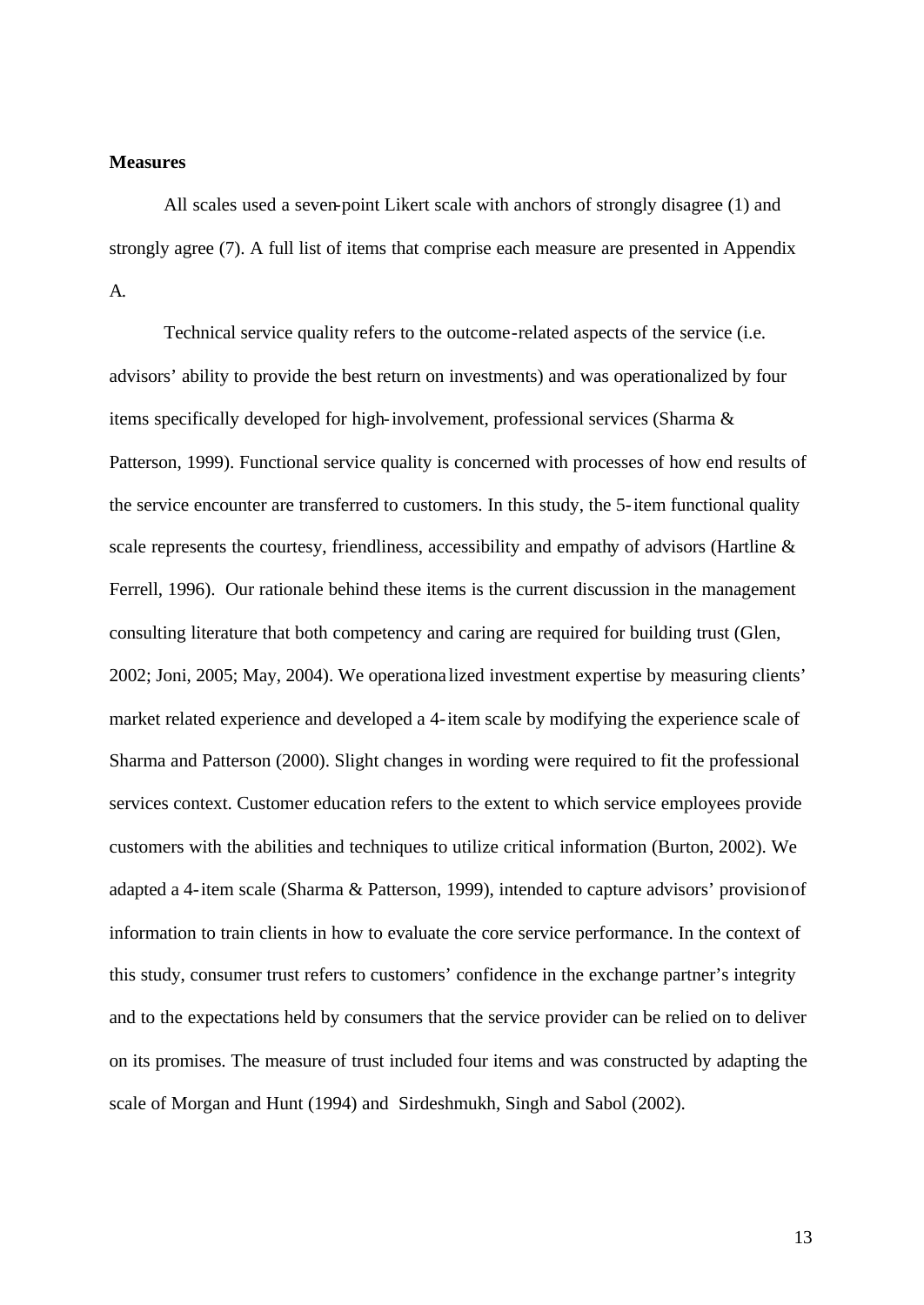**Measures**

All scales used a seven-point Likert scale with anchors of strongly disagree (1) and strongly agree (7). A full list of items that comprise each measure are presented in Appendix A.

Technical service quality refers to the outcome-related aspects of the service (i.e. advisors' ability to provide the best return on investments) and was operationalized by four items specifically developed for high-involvement, professional services (Sharma & Patterson, 1999). Functional service quality is concerned with processes of how end results of the service encounter are transferred to customers. In this study, the 5-item functional quality scale represents the courtesy, friendliness, accessibility and empathy of advisors (Hartline & Ferrell, 1996). Our rationale behind these items is the current discussion in the management consulting literature that both competency and caring are required for building trust (Glen, 2002; Joni, 2005; May, 2004). We operationalized investment expertise by measuring clients' market related experience and developed a 4-item scale by modifying the experience scale of Sharma and Patterson (2000). Slight changes in wording were required to fit the professional services context. Customer education refers to the extent to which service employees provide customers with the abilities and techniques to utilize critical information (Burton, 2002). We adapted a 4-item scale (Sharma & Patterson, 1999), intended to capture advisors' provision of information to train clients in how to evaluate the core service performance. In the context of this study, consumer trust refers to customers' confidence in the exchange partner's integrity and to the expectations held by consumers that the service provider can be relied on to deliver on its promises. The measure of trust included four items and was constructed by adapting the scale of Morgan and Hunt (1994) and Sirdeshmukh, Singh and Sabol (2002).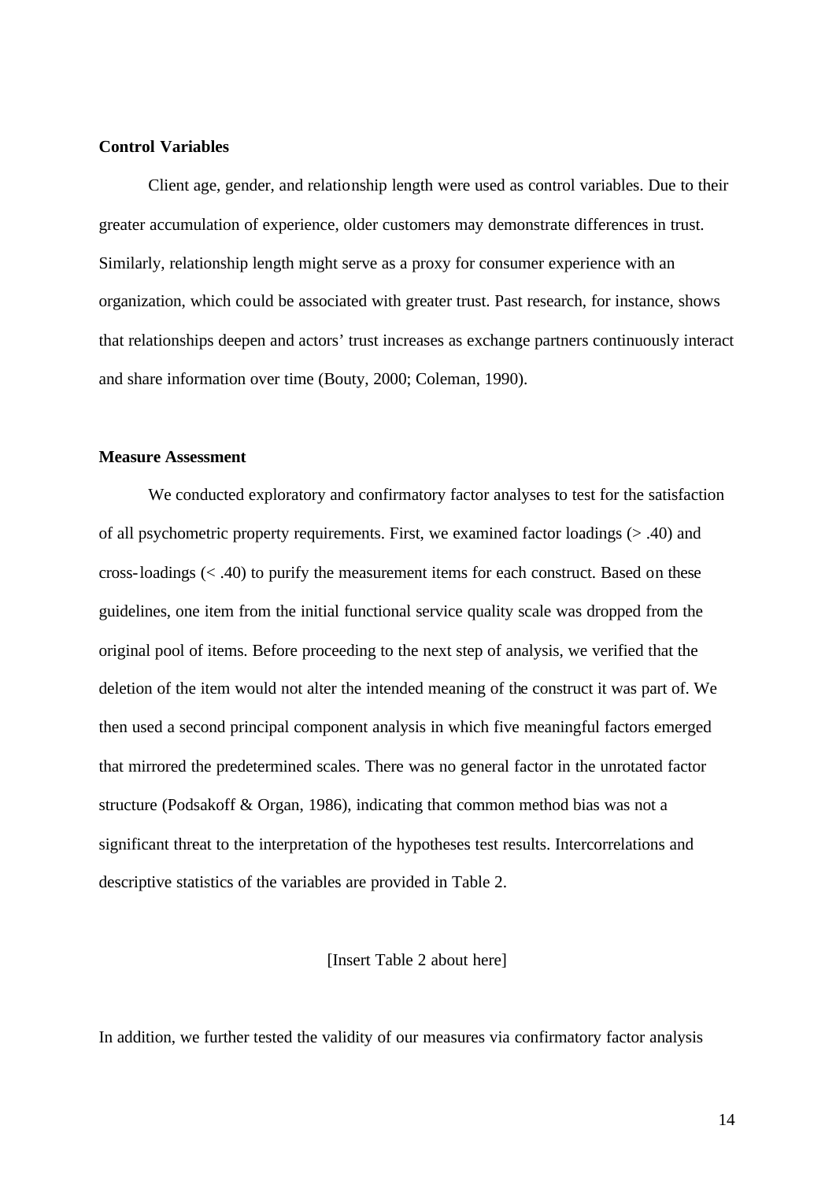**Control Variables**

Client age, gender, and relationship length were used as control variables. Due to their greater accumulation of experience, older customers may demonstrate differences in trust. Similarly, relationship length might serve as a proxy for consumer experience with an organization, which could be associated with greater trust. Past research, for instance, shows that relationships deepen and actors' trust increases as exchange partners continuously interact and share information over time (Bouty, 2000; Coleman, 1990).

**Measure Assessment**

We conducted exploratory and confirmatory factor analyses to test for the satisfaction of all psychometric property requirements. First, we examined factor loadings (> .40) and cross-loadings (< .40) to purify the measurement items for each construct. Based on these guidelines, one item from the initial functional service quality scale was dropped from the original pool of items. Before proceeding to the next step of analysis, we verified that the deletion of the item would not alter the intended meaning of the construct it was part of. We then used a second principal component analysis in which five meaningful factors emerged that mirrored the predetermined scales. There was no general factor in the unrotated factor structure (Podsakoff & Organ, 1986), indicating that common method bias was not a significant threat to the interpretation of the hypotheses test results. Intercorrelations and descriptive statistics of the variables are provided in Table 2.

[Insert Table 2 about here]

In addition, we further tested the validity of our measures via confirmatory factor analysis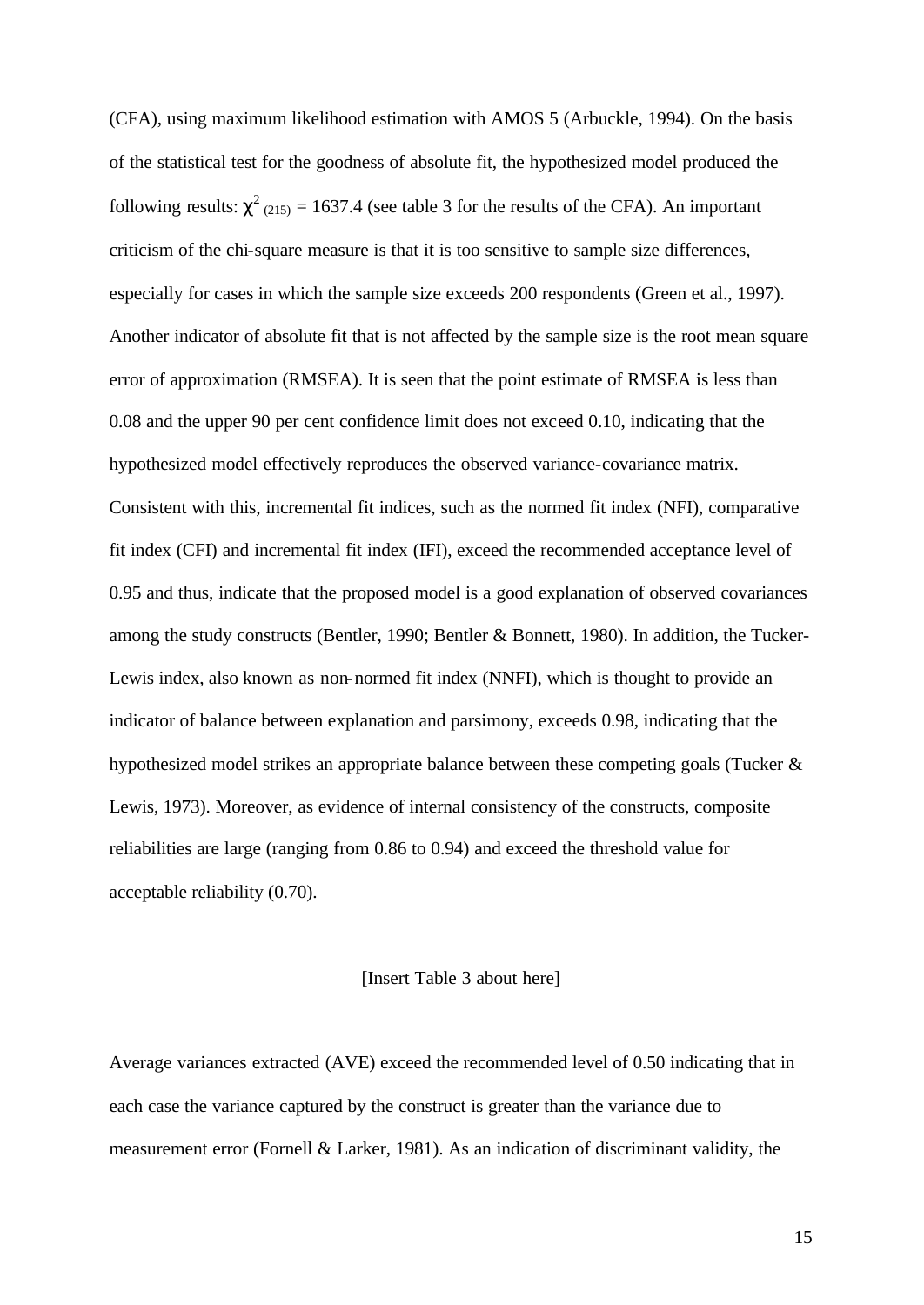(CFA), using maximum likelihood estimation with AMOS 5 (Arbuckle, 1994). On the basis of the statistical test for the goodness of absolute fit, the hypothesized model produced the following results: $\chi^2_{(215)} = 1637.4$ (see table 3 for the results of the CFA). An important criticism of the chi-square measure is that it is too sensitive to sample size differences, especially for cases in which the sample size exceeds 200 respondents (Green et al., 1997). Another indicator of absolute fit that is not affected by the sample size is the root mean square error of approximation (RMSEA). It is seen that the point estimate of RMSEA is less than 0.08 and the upper 90 per cent confidence limit does not exceed 0.10, indicating that the hypothesized model effectively reproduces the observed variance-covariance matrix. Consistent with this, incremental fit indices, such as the normed fit index (NFI), comparative fit index (CFI) and incremental fit index (IFI), exceed the recommended acceptance level of 0.95 and thus, indicate that the proposed model is a good explanation of observed covariances among the study constructs (Bentler, 1990; Bentler & Bonnett, 1980). In addition, the Tucker-Lewis index, also known as non-normed fit index (NNFI), which is thought to provide an indicator of balance between explanation and parsimony, exceeds 0.98, indicating that the hypothesized model strikes an appropriate balance between these competing goals (Tucker & Lewis, 1973). Moreover, as evidence of internal consistency of the constructs, composite reliabilities are large (ranging from 0.86 to 0.94) and exceed the threshold value for acceptable reliability (0.70).

[Insert Table 3 about here]

Average variances extracted (AVE) exceed the recommended level of 0.50 indicating that in each case the variance captured by the construct is greater than the variance due to measurement error (Fornell & Larker, 1981). As an indication of discriminant validity, the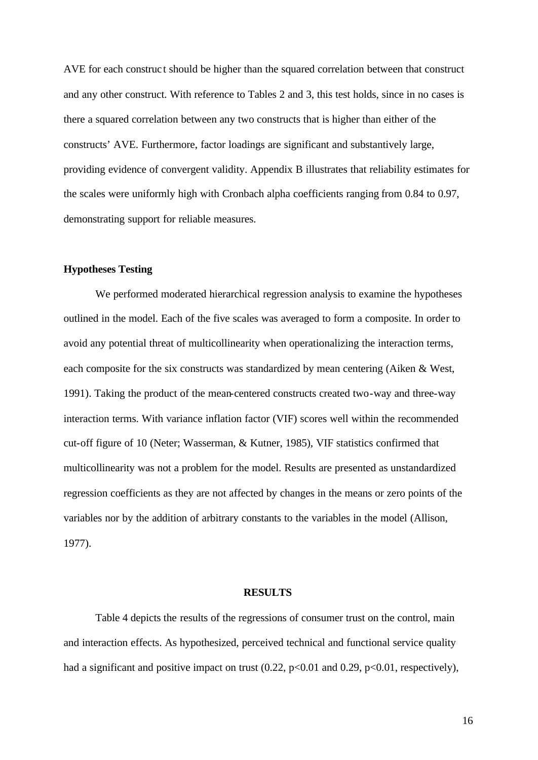AVE for each construct should be higher than the squared correlation between that construct and any other construct. With reference to Tables 2 and 3, this test holds, since in no cases is there a squared correlation between any two constructs that is higher than either of the constructs' AVE. Furthermore, factor loadings are significant and substantively large, providing evidence of convergent validity. Appendix B illustrates that reliability estimates for the scales were uniformly high with Cronbach alpha coefficients ranging from 0.84 to 0.97, demonstrating support for reliable measures.

### Hypotheses Testing

We performed moderated hierarchical regression analysis to examine the hypotheses outlined in the model. Each of the five scales was averaged to form a composite. In order to avoid any potential threat of multicollinearity when operationalizing the interaction terms, each composite for the six constructs was standardized by mean centering (Aiken & West, 1991). Taking the product of the mean-centered constructs created two-way and three-way interaction terms. With variance inflation factor (VIF) scores well within the recommended cut-off figure of 10 (Neter; Wasserman, & Kutner, 1985), VIF statistics confirmed that multicollinearity was not a problem for the model. Results are presented as unstandardized regression coefficients as they are not affected by changes in the means or zero points of the variables nor by the addition of arbitrary constants to the variables in the model (Allison, 1977).

## RESULTS

Table 4 depicts the results of the regressions of consumer trust on the control, main and interaction effects. As hypothesized, perceived technical and functional service quality had a significant and positive impact on trust (0.22, $p<0.01$ and 0.29, $p<0.01$, respectively),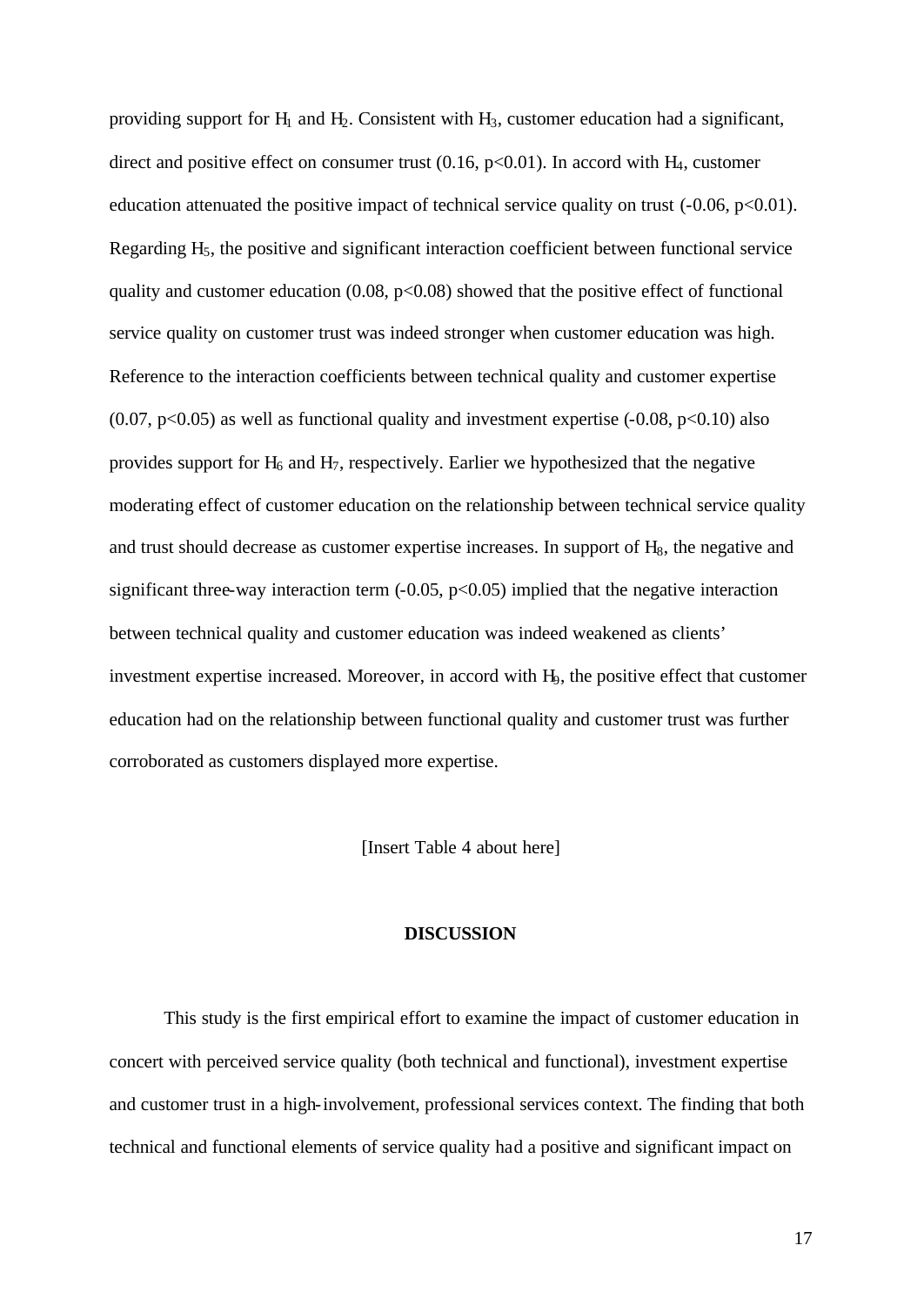providing support for $H_1$ and $H_2$. Consistent with $H_3$, customer education had a significant, direct and positive effect on consumer trust (0.16, $p<0.01$). In accord with $H_4$, customer education attenuated the positive impact of technical service quality on trust (-0.06, $p<0.01$). Regarding $H_5$, the positive and significant interaction coefficient between functional service quality and customer education (0.08, $p<0.08$) showed that the positive effect of functional service quality on customer trust was indeed stronger when customer education was high. Reference to the interaction coefficients between technical quality and customer expertise (0.07, $p<0.05$) as well as functional quality and investment expertise (-0.08, $p<0.10$) also provides support for $H_6$ and $H_7$, respectively. Earlier we hypothesized that the negative moderating effect of customer education on the relationship between technical service quality and trust should decrease as customer expertise increases. In support of $H_8$, the negative and significant three-way interaction term (-0.05, $p<0.05$) implied that the negative interaction between technical quality and customer education was indeed weakened as clients' investment expertise increased. Moreover, in accord with $H_9$, the positive effect that customer education had on the relationship between functional quality and customer trust was further corroborated as customers displayed more expertise.

[Insert Table 4 about here]

## DISCUSSION

This study is the first empirical effort to examine the impact of customer education in concert with perceived service quality (both technical and functional), investment expertise and customer trust in a high-involvement, professional services context. The finding that both technical and functional elements of service quality had a positive and significant impact on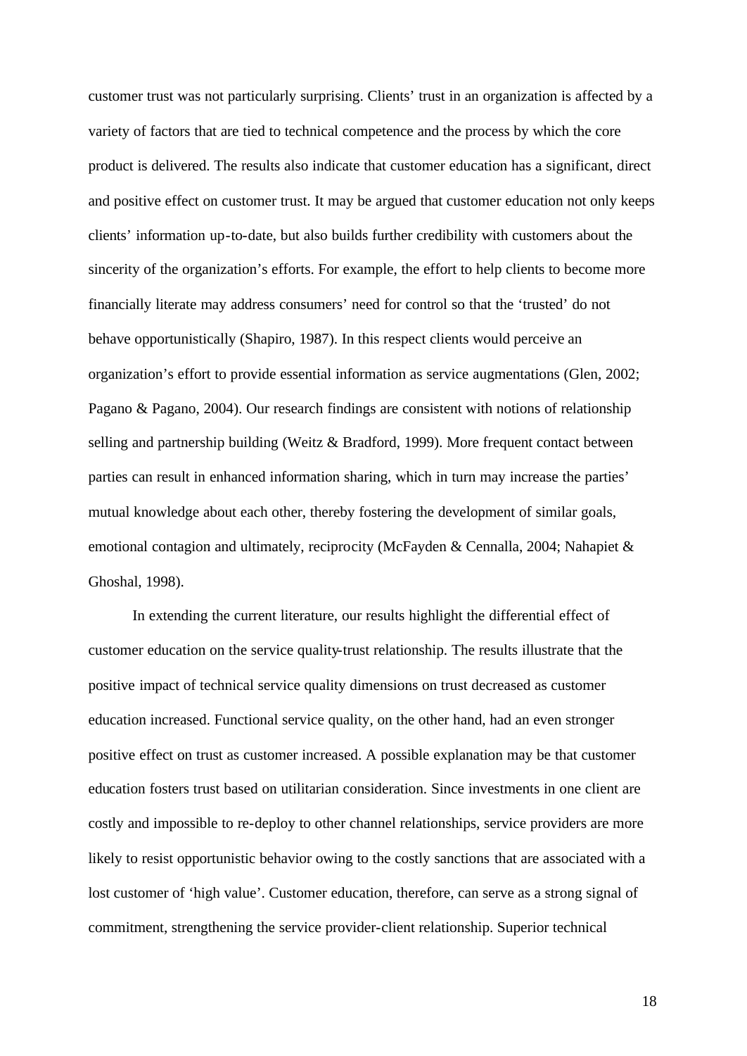customer trust was not particularly surprising. Clients' trust in an organization is affected by a variety of factors that are tied to technical competence and the process by which the core product is delivered. The results also indicate that customer education has a significant, direct and positive effect on customer trust. It may be argued that customer education not only keeps clients' information up-to-date, but also builds further credibility with customers about the sincerity of the organization's efforts. For example, the effort to help clients to become more financially literate may address consumers' need for control so that the 'trusted' do not behave opportunistically (Shapiro, 1987). In this respect clients would perceive an organization's effort to provide essential information as service augmentations (Glen, 2002; Pagano & Pagano, 2004). Our research findings are consistent with notions of relationship selling and partnership building (Weitz & Bradford, 1999). More frequent contact between parties can result in enhanced information sharing, which in turn may increase the parties' mutual knowledge about each other, thereby fostering the development of similar goals, emotional contagion and ultimately, reciprocity (McFayden & Cennalla, 2004; Nahapiet & Ghoshal, 1998).

In extending the current literature, our results highlight the differential effect of customer education on the service quality-trust relationship. The results illustrate that the positive impact of technical service quality dimensions on trust decreased as customer education increased. Functional service quality, on the other hand, had an even stronger positive effect on trust as customer increased. A possible explanation may be that customer education fosters trust based on utilitarian consideration. Since investments in one client are costly and impossible to re-deploy to other channel relationships, service providers are more likely to resist opportunistic behavior owing to the costly sanctions that are associated with a lost customer of 'high value'. Customer education, therefore, can serve as a strong signal of commitment, strengthening the service provider-client relationship. Superior technical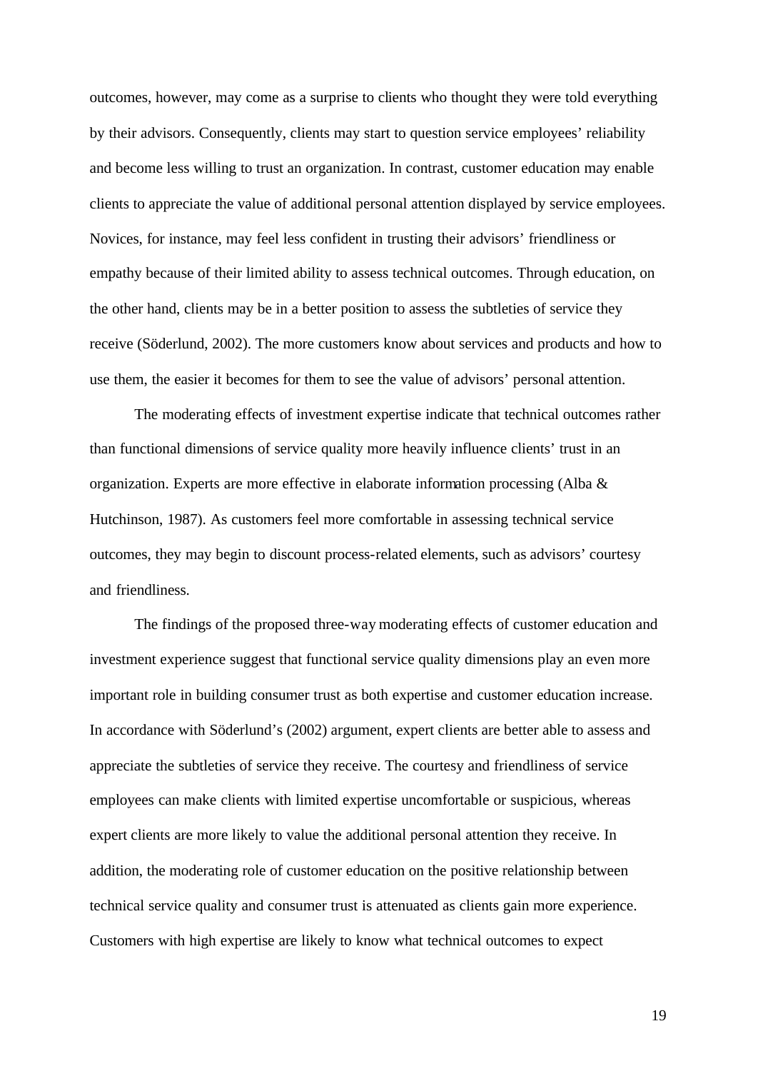outcomes, however, may come as a surprise to clients who thought they were told everything by their advisors. Consequently, clients may start to question service employees' reliability and become less willing to trust an organization. In contrast, customer education may enable clients to appreciate the value of additional personal attention displayed by service employees. Novices, for instance, may feel less confident in trusting their advisors' friendliness or empathy because of their limited ability to assess technical outcomes. Through education, on the other hand, clients may be in a better position to assess the subtleties of service they receive (Söderlund, 2002). The more customers know about services and products and how to use them, the easier it becomes for them to see the value of advisors' personal attention.

The moderating effects of investment expertise indicate that technical outcomes rather than functional dimensions of service quality more heavily influence clients' trust in an organization. Experts are more effective in elaborate information processing (Alba & Hutchinson, 1987). As customers feel more comfortable in assessing technical service outcomes, they may begin to discount process-related elements, such as advisors' courtesy and friendliness.

The findings of the proposed three-way moderating effects of customer education and investment experience suggest that functional service quality dimensions play an even more important role in building consumer trust as both expertise and customer education increase. In accordance with Söderlund's (2002) argument, expert clients are better able to assess and appreciate the subtleties of service they receive. The courtesy and friendliness of service employees can make clients with limited expertise uncomfortable or suspicious, whereas expert clients are more likely to value the additional personal attention they receive. In addition, the moderating role of customer education on the positive relationship between technical service quality and consumer trust is attenuated as clients gain more experience. Customers with high expertise are likely to know what technical outcomes to expect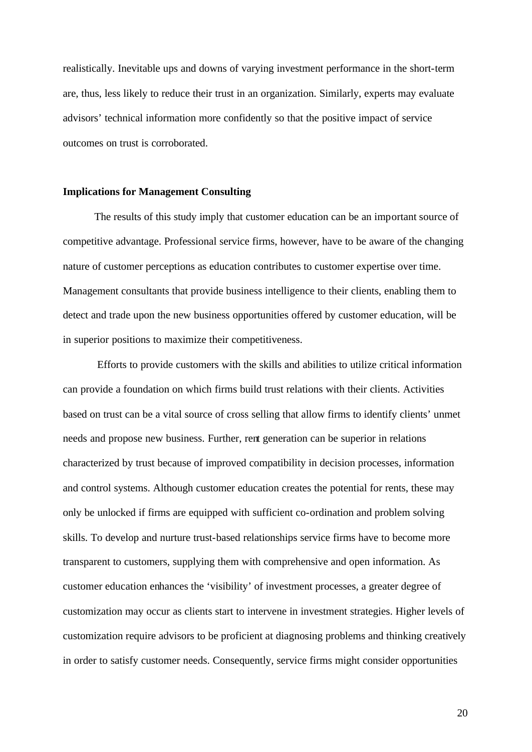realistically. Inevitable ups and downs of varying investment performance in the short-term are, thus, less likely to reduce their trust in an organization. Similarly, experts may evaluate advisors' technical information more confidently so that the positive impact of service outcomes on trust is corroborated.

**Implications for Management Consulting**

The results of this study imply that customer education can be an important source of competitive advantage. Professional service firms, however, have to be aware of the changing nature of customer perceptions as education contributes to customer expertise over time. Management consultants that provide business intelligence to their clients, enabling them to detect and trade upon the new business opportunities offered by customer education, will be in superior positions to maximize their competitiveness.

Efforts to provide customers with the skills and abilities to utilize critical information can provide a foundation on which firms build trust relations with their clients. Activities based on trust can be a vital source of cross selling that allow firms to identify clients' unmet needs and propose new business. Further, rent generation can be superior in relations characterized by trust because of improved compatibility in decision processes, information and control systems. Although customer education creates the potential for rents, these may only be unlocked if firms are equipped with sufficient co-ordination and problem solving skills. To develop and nurture trust-based relationships service firms have to become more transparent to customers, supplying them with comprehensive and open information. As customer education enhances the 'visibility' of investment processes, a greater degree of customization may occur as clients start to intervene in investment strategies. Higher levels of customization require advisors to be proficient at diagnosing problems and thinking creatively in order to satisfy customer needs. Consequently, service firms might consider opportunities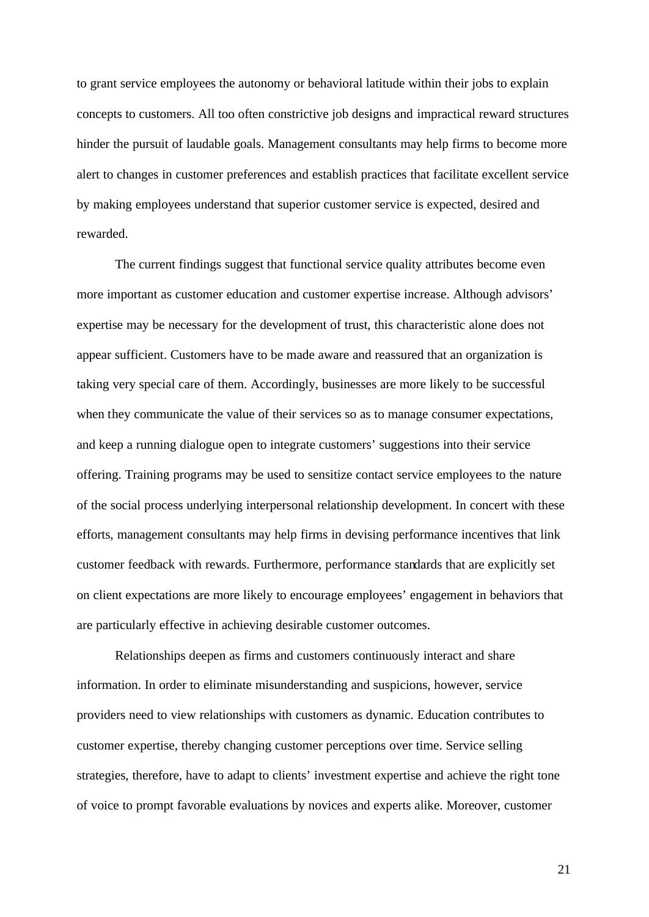to grant service employees the autonomy or behavioral latitude within their jobs to explain concepts to customers. All too often constrictive job designs and impractical reward structures hinder the pursuit of laudable goals. Management consultants may help firms to become more alert to changes in customer preferences and establish practices that facilitate excellent service by making employees understand that superior customer service is expected, desired and rewarded.

The current findings suggest that functional service quality attributes become even more important as customer education and customer expertise increase. Although advisors' expertise may be necessary for the development of trust, this characteristic alone does not appear sufficient. Customers have to be made aware and reassured that an organization is taking very special care of them. Accordingly, businesses are more likely to be successful when they communicate the value of their services so as to manage consumer expectations, and keep a running dialogue open to integrate customers' suggestions into their service offering. Training programs may be used to sensitize contact service employees to the nature of the social process underlying interpersonal relationship development. In concert with these efforts, management consultants may help firms in devising performance incentives that link customer feedback with rewards. Furthermore, performance standards that are explicitly set on client expectations are more likely to encourage employees' engagement in behaviors that are particularly effective in achieving desirable customer outcomes.

Relationships deepen as firms and customers continuously interact and share information. In order to eliminate misunderstanding and suspicions, however, service providers need to view relationships with customers as dynamic. Education contributes to customer expertise, thereby changing customer perceptions over time. Service selling strategies, therefore, have to adapt to clients' investment expertise and achieve the right tone of voice to prompt favorable evaluations by novices and experts alike. Moreover, customer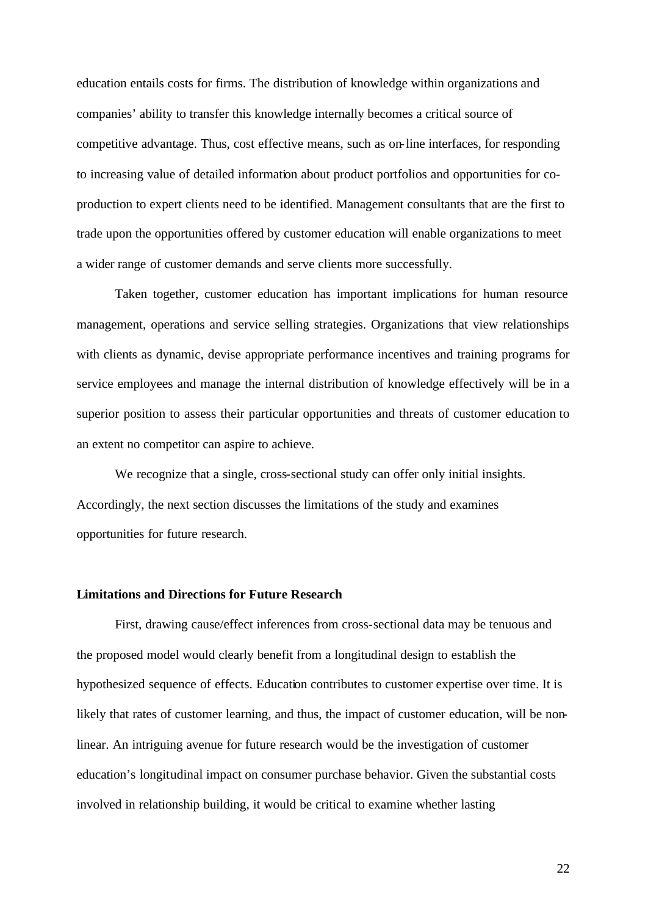education entails costs for firms. The distribution of knowledge within organizations and companies' ability to transfer this knowledge internally becomes a critical source of competitive advantage. Thus, cost effective means, such as on-line interfaces, for responding to increasing value of detailed information about product portfolios and opportunities for co-production to expert clients need to be identified. Management consultants that are the first to trade upon the opportunities offered by customer education will enable organizations to meet a wider range of customer demands and serve clients more successfully.

Taken together, customer education has important implications for human resource management, operations and service selling strategies. Organizations that view relationships with clients as dynamic, devise appropriate performance incentives and training programs for service employees and manage the internal distribution of knowledge effectively will be in a superior position to assess their particular opportunities and threats of customer education to an extent no competitor can aspire to achieve.

We recognize that a single, cross-sectional study can offer only initial insights. Accordingly, the next section discusses the limitations of the study and examines opportunities for future research.

**Limitations and Directions for Future Research**

First, drawing cause/effect inferences from cross-sectional data may be tenuous and the proposed model would clearly benefit from a longitudinal design to establish the hypothesized sequence of effects. Education contributes to customer expertise over time. It is likely that rates of customer learning, and thus, the impact of customer education, will be non-linear. An intriguing avenue for future research would be the investigation of customer education's longitudinal impact on consumer purchase behavior. Given the substantial costs involved in relationship building, it would be critical to examine whether lasting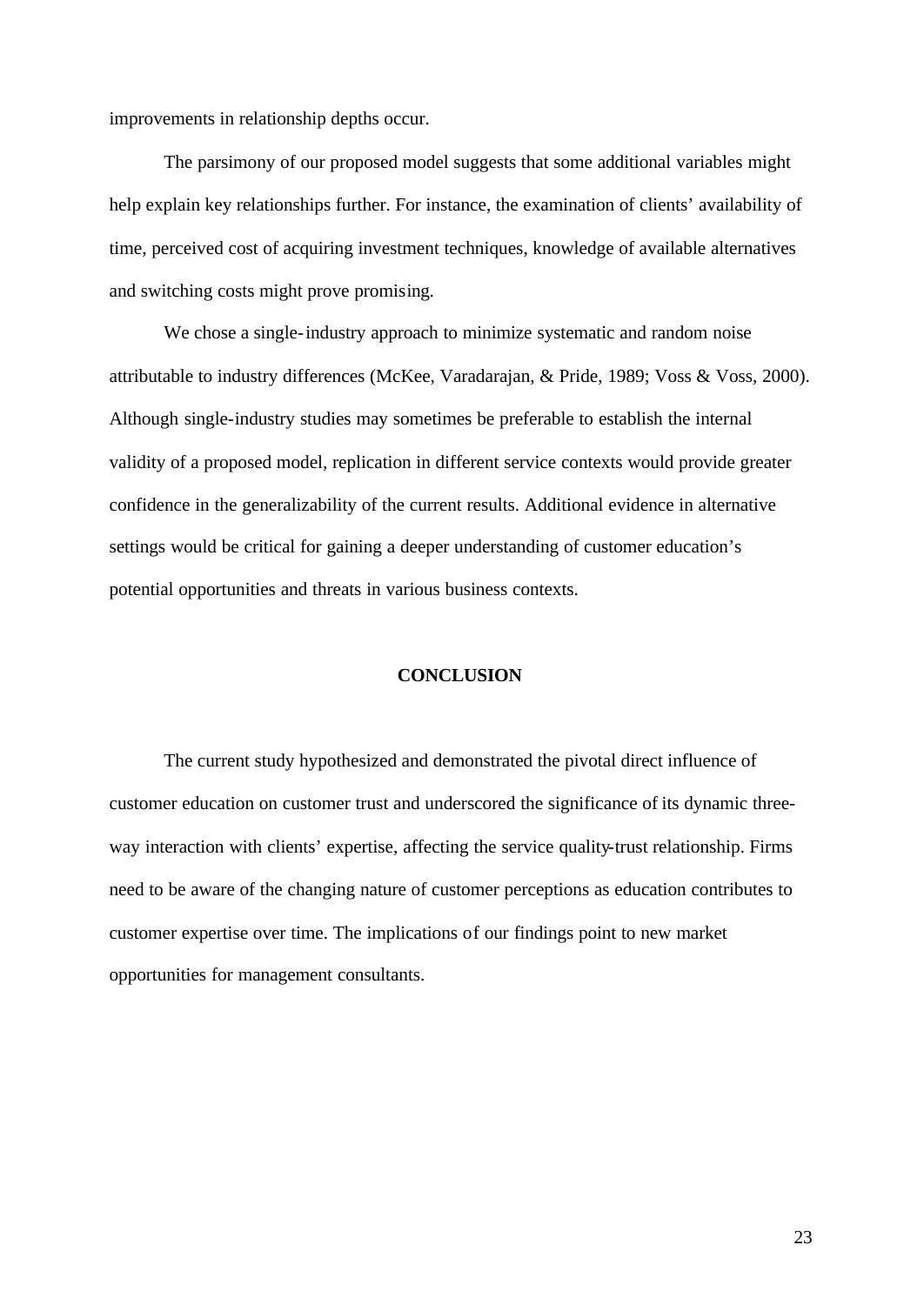improvements in relationship depths occur.

The parsimony of our proposed model suggests that some additional variables might help explain key relationships further. For instance, the examination of clients' availability of time, perceived cost of acquiring investment techniques, knowledge of available alternatives and switching costs might prove promising.

We chose a single-industry approach to minimize systematic and random noise attributable to industry differences (McKee, Varadarajan, & Pride, 1989; Voss & Voss, 2000). Although single-industry studies may sometimes be preferable to establish the internal validity of a proposed model, replication in different service contexts would provide greater confidence in the generalizability of the current results. Additional evidence in alternative settings would be critical for gaining a deeper understanding of customer education's potential opportunities and threats in various business contexts.

## CONCLUSION

The current study hypothesized and demonstrated the pivotal direct influence of customer education on customer trust and underscored the significance of its dynamic three-way interaction with clients' expertise, affecting the service quality-trust relationship. Firms need to be aware of the changing nature of customer perceptions as education contributes to customer expertise over time. The implications of our findings point to new market opportunities for management consultants.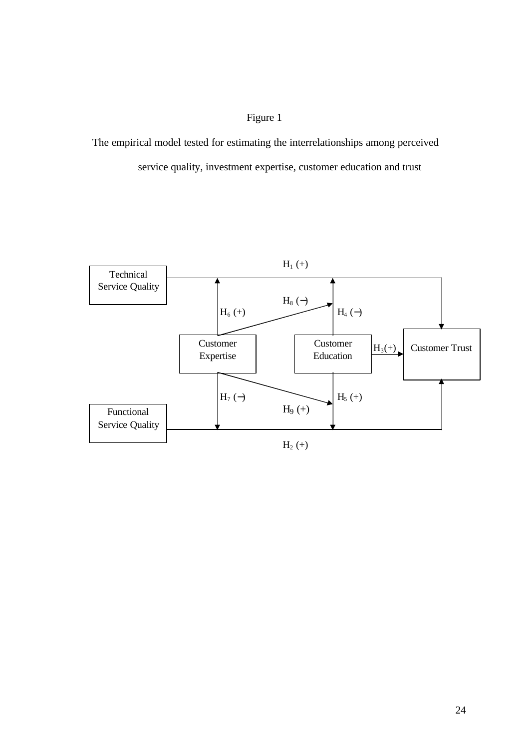Figure 1

The empirical model tested for estimating the interrelationships among perceived service quality, investment expertise, customer education and trust

Technical Service Quality

Functional Service Quality

Customer Expertise

Customer Education

Customer Trust

$H_1$ (+)

$H_2$ (+)

$H_3$(+)

$H_4$ (−)

$H_5$ (+)

$H_6$ (+)

$H_7$ (−)

$H_8$ (−)

$H_9$ (+)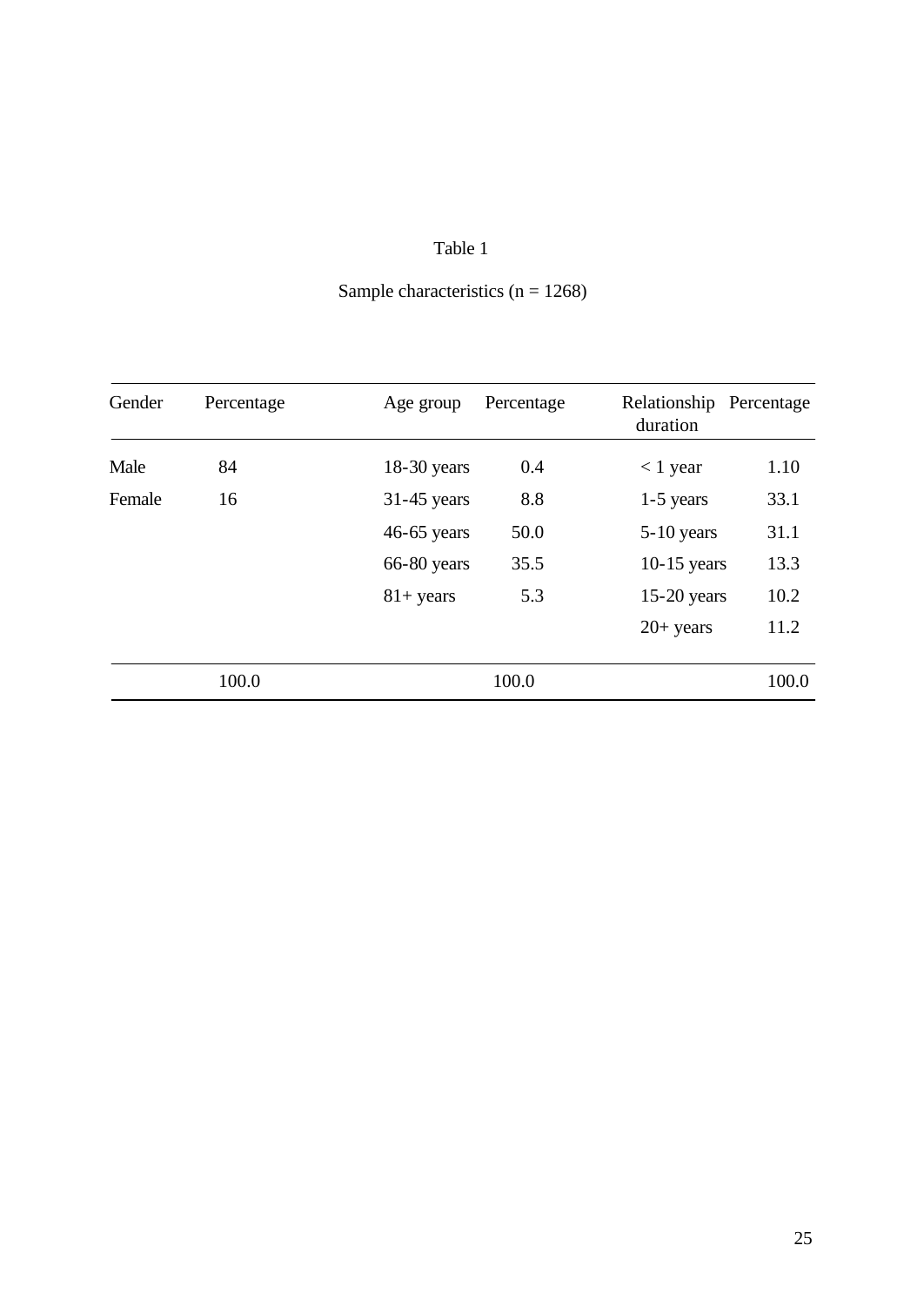Table 1

Sample characteristics (n = 1268)

| Gender | Percentage | Age group | Percentage | Relationship duration | Percentage |
|---|---|---|---|---|---|
| Male | 84 | 18-30 years | 0.4 | < 1 year | 1.10 |
| Female | 16 | 31-45 years | 8.8 | 1-5 years | 33.1 |
| | | 46-65 years | 50.0 | 5-10 years | 31.1 |
| | | 66-80 years | 35.5 | 10-15 years | 13.3 |
| | | 81+ years | 5.3 | 15-20 years | 10.2 |
| | | | | 20+ years | 11.2 |
| | 100.0 | | 100.0 | | 100.0 |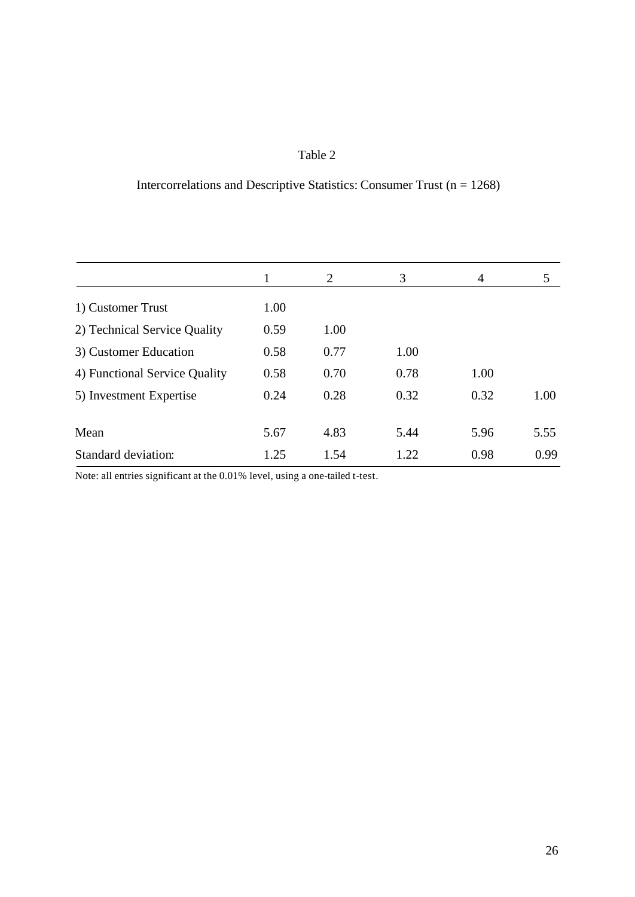Table 2

Intercorrelations and Descriptive Statistics: Consumer Trust (n = 1268)

| | 1 | 2 | 3 | 4 | 5 |
|---|---|---|---|---|---|
| 1) Customer Trust | 1.00 | | | | |
| 2) Technical Service Quality | 0.59 | 1.00 | | | |
| 3) Customer Education | 0.58 | 0.77 | 1.00 | | |
| 4) Functional Service Quality | 0.58 | 0.70 | 0.78 | 1.00 | |
| 5) Investment Expertise | 0.24 | 0.28 | 0.32 | 0.32 | 1.00 |
| Mean | 5.67 | 4.83 | 5.44 | 5.96 | 5.55 |
| Standard deviation: | 1.25 | 1.54 | 1.22 | 0.98 | 0.99 |

Note: all entries significant at the 0.01% level, using a one-tailed t-test.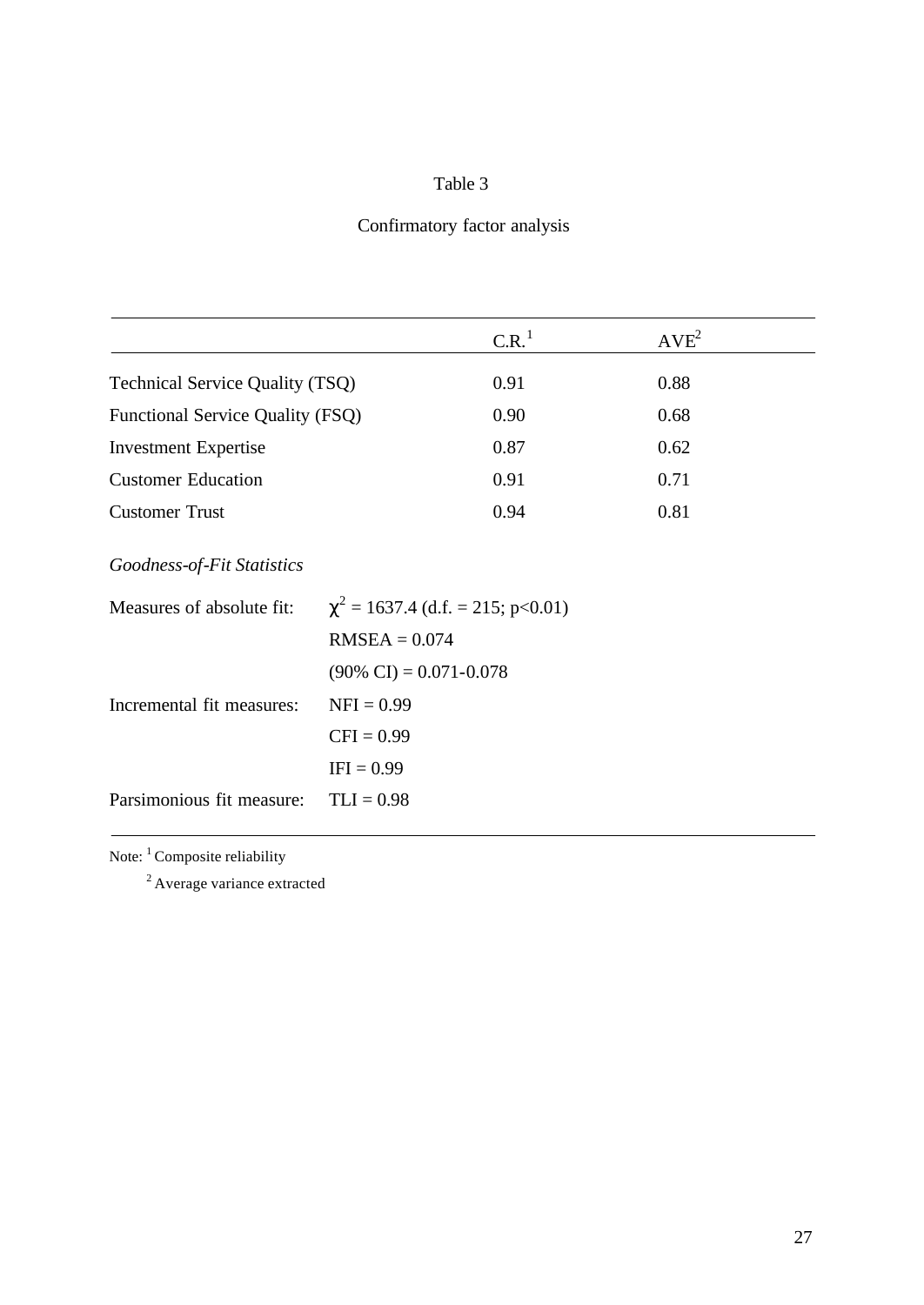Table 3

Confirmatory factor analysis

| | C.R.[1] | AVE[2] |
|---|---|---|
| Technical Service Quality (TSQ) | 0.91 | 0.88 |
| Functional Service Quality (FSQ) | 0.90 | 0.68 |
| Investment Expertise | 0.87 | 0.62 |
| Customer Education | 0.91 | 0.71 |
| Customer Trust | 0.94 | 0.81 |
| *Goodness-of-Fit Statistics* | | |
| Measures of absolute fit: | $\chi^2$ = 1637.4 (d.f. = 215; p<0.01) | |
| | RMSEA = 0.074 | |
| | (90% CI) = 0.071-0.078 | |
| Incremental fit measures: | NFI = 0.99 | |
| | CFI = 0.99 | |
| | IFI = 0.99 | |
| Parsimonious fit measure: | TLI = 0.98 | |

Note: [1] Composite reliability

[2] Average variance extracted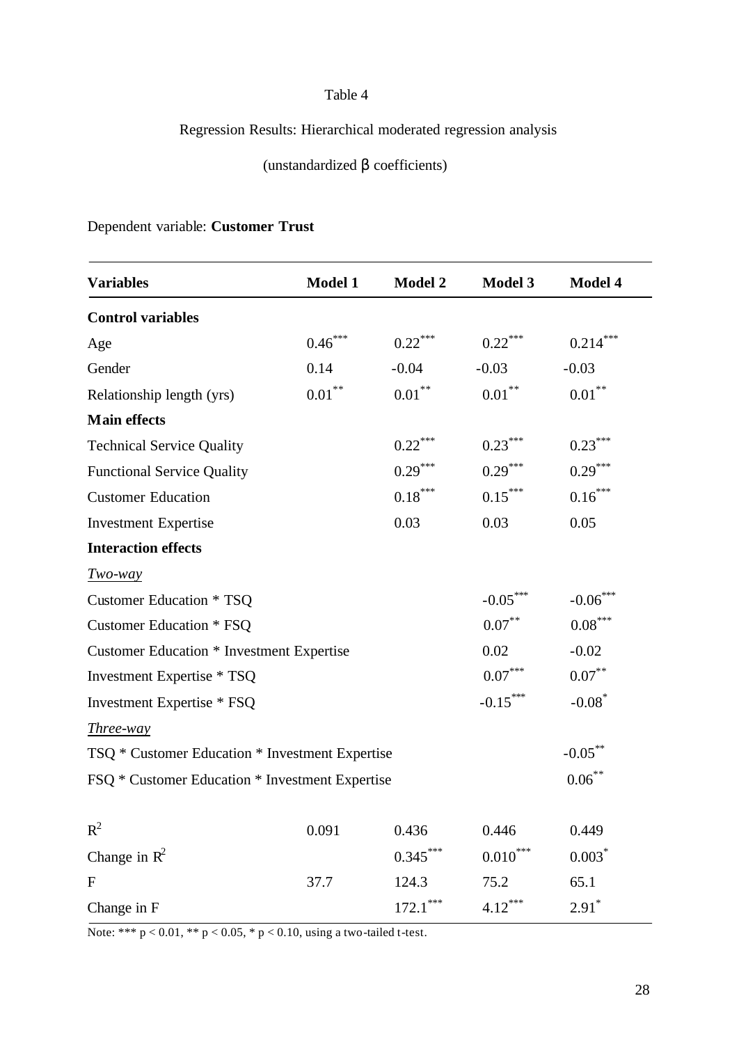Table 4

Regression Results: Hierarchical moderated regression analysis

(unstandardized β coefficients)

Dependent variable: **Customer Trust**

| **Variables** | **Model 1** | **Model 2** | **Model 3** | **Model 4** |
|---|---|---|---|---|
| **Control variables** | | | | |
| Age | $0.46^{***}$ | $0.22^{***}$ | $0.22^{***}$ | $0.214^{***}$ |
| Gender | 0.14 | -0.04 | -0.03 | -0.03 |
| Relationship length (yrs) | $0.01^{**}$ | $0.01^{**}$ | $0.01^{**}$ | $0.01^{**}$ |
| **Main effects** | | | | |
| Technical Service Quality | | $0.22^{***}$ | $0.23^{***}$ | $0.23^{***}$ |
| Functional Service Quality | | $0.29^{***}$ | $0.29^{***}$ | $0.29^{***}$ |
| Customer Education | | $0.18^{***}$ | $0.15^{***}$ | $0.16^{***}$ |
| Investment Expertise | | 0.03 | 0.03 | 0.05 |
| **Interaction effects** | | | | |
| *Two-way* | | | | |
| Customer Education * TSQ | | | $-0.05^{***}$ | $-0.06^{***}$ |
| Customer Education * FSQ | | | $0.07^{**}$ | $0.08^{***}$ |
| Customer Education * Investment Expertise | | | 0.02 | -0.02 |
| Investment Expertise * TSQ | | | $0.07^{***}$ | $0.07^{**}$ |
| Investment Expertise * FSQ | | | $-0.15^{***}$ | $-0.08^{*}$ |
| *Three-way* | | | | |
| TSQ * Customer Education * Investment Expertise | | | | $-0.05^{**}$ |
| FSQ * Customer Education * Investment Expertise | | | | $0.06^{**}$ |
| $R^2$ | 0.091 | 0.436 | 0.446 | 0.449 |
| Change in $R^2$ | | $0.345^{***}$ | $0.010^{***}$ | $0.003^{*}$ |
| F | 37.7 | 124.3 | 75.2 | 65.1 |
| Change in F | | $172.1^{***}$ | $4.12^{***}$ | $2.91^{*}$ |

Note: *** $p < 0.01$, ** $p < 0.05$, * $p < 0.10$, using a two-tailed t-test.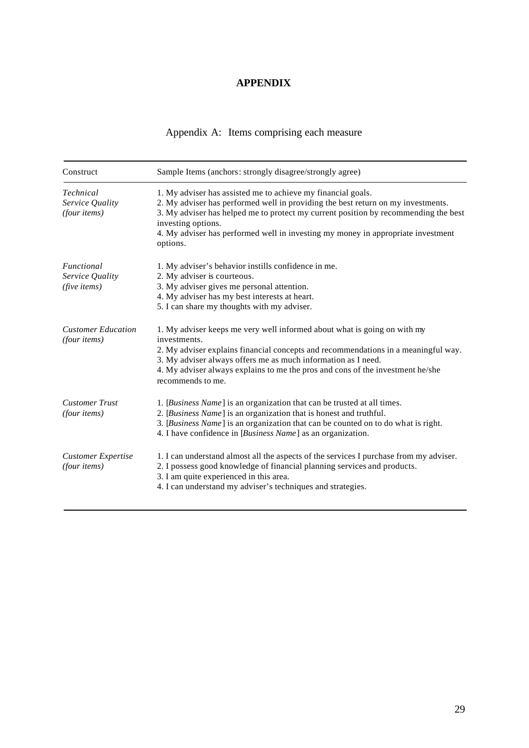# APPENDIX

## Appendix A: Items comprising each measure

| Construct | Sample Items (anchors: strongly disagree/strongly agree) |
|---|---|
| *Technical Service Quality (four items)* | 1. My adviser has assisted me to achieve my financial goals.<br>2. My adviser has performed well in providing the best return on my investments.<br>3. My adviser has helped me to protect my current position by recommending the best investing options.<br>4. My adviser has performed well in investing my money in appropriate investment options. |
| *Functional Service Quality (five items)* | 1. My adviser's behavior instills confidence in me.<br>2. My adviser is courteous.<br>3. My adviser gives me personal attention.<br>4. My adviser has my best interests at heart.<br>5. I can share my thoughts with my adviser. |
| *Customer Education (four items)* | 1. My adviser keeps me very well informed about what is going on with my investments.<br>2. My adviser explains financial concepts and recommendations in a meaningful way.<br>3. My adviser always offers me as much information as I need.<br>4. My adviser always explains to me the pros and cons of the investment he/she recommends to me. |
| *Customer Trust (four items)* | 1. [*Business Name*] is an organization that can be trusted at all times.<br>2. [*Business Name*] is an organization that is honest and truthful.<br>3. [*Business Name*] is an organization that can be counted on to do what is right.<br>4. I have confidence in [*Business Name*] as an organization. |
| *Customer Expertise (four items)* | 1. I can understand almost all the aspects of the services I purchase from my adviser.<br>2. I possess good knowledge of financial planning services and products.<br>3. I am quite experienced in this area.<br>4. I can understand my adviser's techniques and strategies. |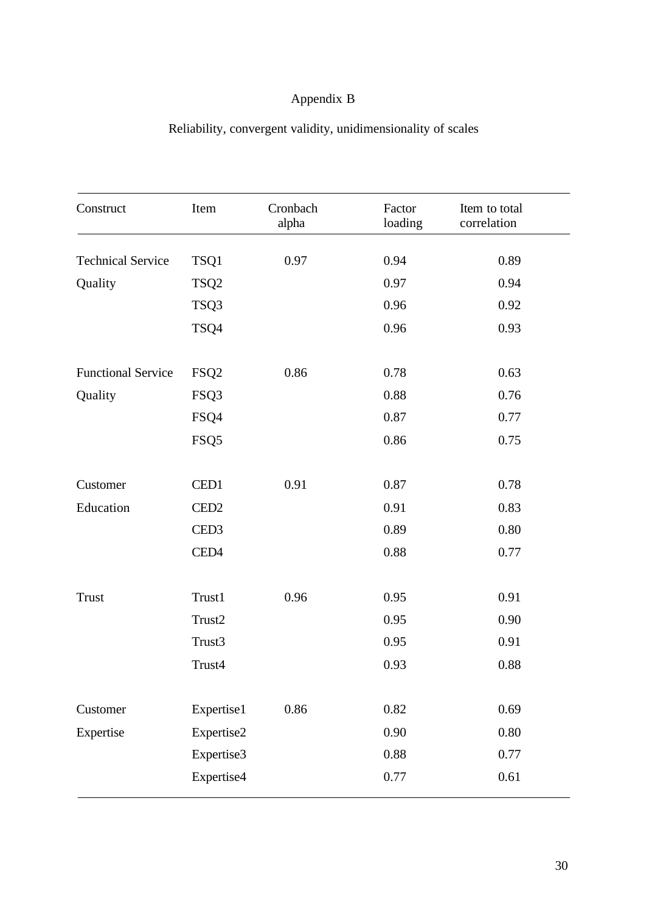# Appendix B

## Reliability, convergent validity, unidimensionality of scales

| Construct | Item | Cronbach alpha | Factor loading | Item to total correlation |
|---|---|---|---|---|
| Technical Service Quality | TSQ1 | 0.97 | 0.94 | 0.89 |
| | TSQ2 | | 0.97 | 0.94 |
| | TSQ3 | | 0.96 | 0.92 |
| | TSQ4 | | 0.96 | 0.93 |
| Functional Service Quality | FSQ2 | 0.86 | 0.78 | 0.63 |
| | FSQ3 | | 0.88 | 0.76 |
| | FSQ4 | | 0.87 | 0.77 |
| | FSQ5 | | 0.86 | 0.75 |
| Customer Education | CED1 | 0.91 | 0.87 | 0.78 |
| | CED2 | | 0.91 | 0.83 |
| | CED3 | | 0.89 | 0.80 |
| | CED4 | | 0.88 | 0.77 |
| Trust | Trust1 | 0.96 | 0.95 | 0.91 |
| | Trust2 | | 0.95 | 0.90 |
| | Trust3 | | 0.95 | 0.91 |
| | Trust4 | | 0.93 | 0.88 |
| Customer Expertise | Expertise1 | 0.86 | 0.82 | 0.69 |
| | Expertise2 | | 0.90 | 0.80 |
| | Expertise3 | | 0.88 | 0.77 |
| | Expertise4 | | 0.77 | 0.61 |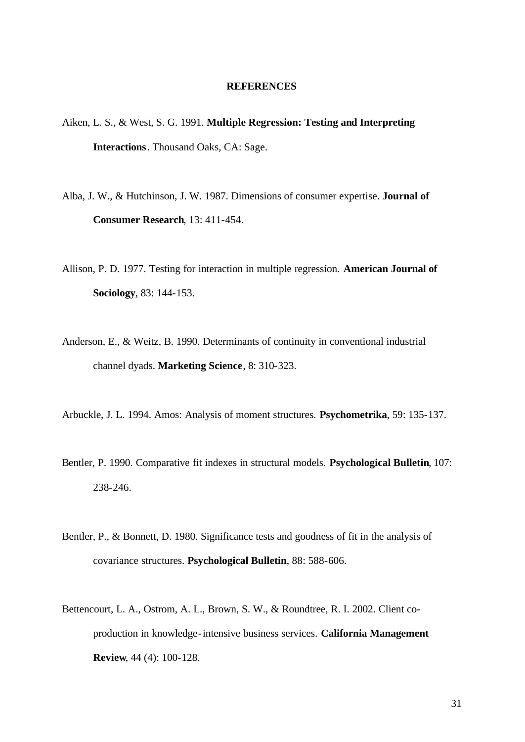# REFERENCES

Aiken, L. S., & West, S. G. 1991. **Multiple Regression: Testing and Interpreting Interactions**. Thousand Oaks, CA: Sage.

Alba, J. W., & Hutchinson, J. W. 1987. Dimensions of consumer expertise. **Journal of Consumer Research**, 13: 411-454.

Allison, P. D. 1977. Testing for interaction in multiple regression. **American Journal of Sociology**, 83: 144-153.

Anderson, E., & Weitz, B. 1990. Determinants of continuity in conventional industrial channel dyads. **Marketing Science**, 8: 310-323.

Arbuckle, J. L. 1994. Amos: Analysis of moment structures. **Psychometrika**, 59: 135-137.

Bentler, P. 1990. Comparative fit indexes in structural models. **Psychological Bulletin**, 107: 238-246.

Bentler, P., & Bonnett, D. 1980. Significance tests and goodness of fit in the analysis of covariance structures. **Psychological Bulletin**, 88: 588-606.

Bettencourt, L. A., Ostrom, A. L., Brown, S. W., & Roundtree, R. I. 2002. Client co-production in knowledge-intensive business services. **California Management Review**, 44 (4): 100-128.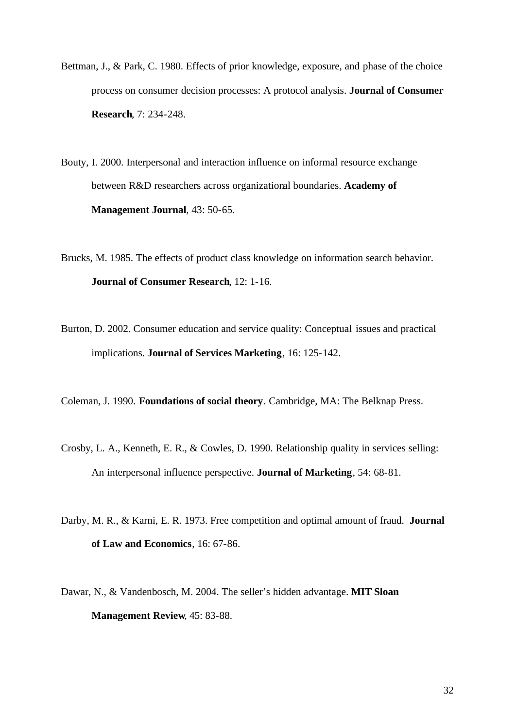Bettman, J., & Park, C. 1980. Effects of prior knowledge, exposure, and phase of the choice process on consumer decision processes: A protocol analysis. **Journal of Consumer Research**, 7: 234-248.

Bouty, I. 2000. Interpersonal and interaction influence on informal resource exchange between R&D researchers across organizational boundaries. **Academy of Management Journal**, 43: 50-65.

Brucks, M. 1985. The effects of product class knowledge on information search behavior. **Journal of Consumer Research**, 12: 1-16.

Burton, D. 2002. Consumer education and service quality: Conceptual issues and practical implications. **Journal of Services Marketing**, 16: 125-142.

Coleman, J. 1990. **Foundations of social theory**. Cambridge, MA: The Belknap Press.

Crosby, L. A., Kenneth, E. R., & Cowles, D. 1990. Relationship quality in services selling: An interpersonal influence perspective. **Journal of Marketing**, 54: 68-81.

Darby, M. R., & Karni, E. R. 1973. Free competition and optimal amount of fraud. **Journal of Law and Economics**, 16: 67-86.

Dawar, N., & Vandenbosch, M. 2004. The seller's hidden advantage. **MIT Sloan Management Review**, 45: 83-88.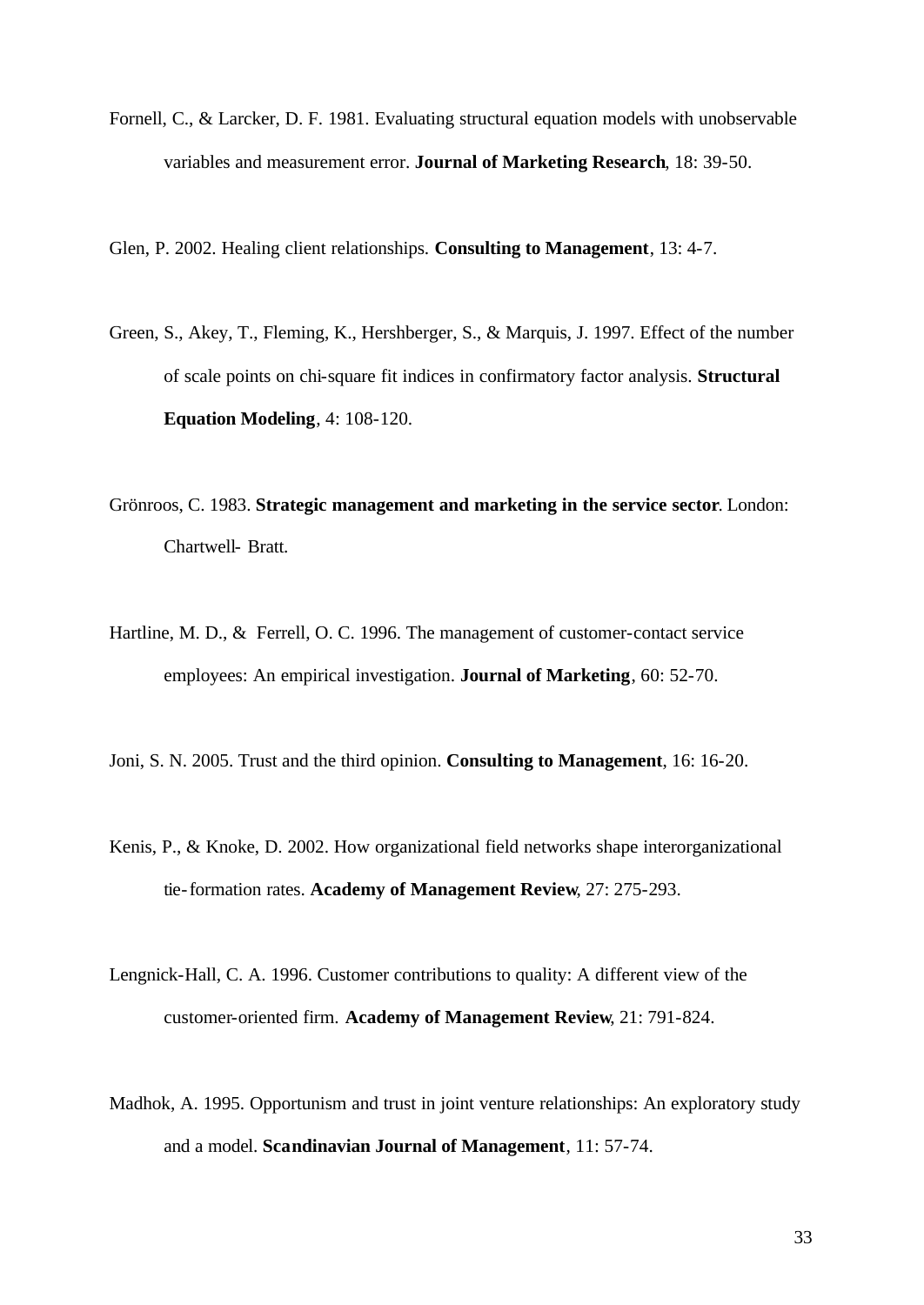Fornell, C., & Larcker, D. F. 1981. Evaluating structural equation models with unobservable variables and measurement error. **Journal of Marketing Research**, 18: 39-50.

Glen, P. 2002. Healing client relationships. **Consulting to Management**, 13: 4-7.

Green, S., Akey, T., Fleming, K., Hershberger, S., & Marquis, J. 1997. Effect of the number of scale points on chi-square fit indices in confirmatory factor analysis. **Structural Equation Modeling**, 4: 108-120.

Grönroos, C. 1983. **Strategic management and marketing in the service sector**. London: Chartwell- Bratt.

Hartline, M. D., & Ferrell, O. C. 1996. The management of customer-contact service employees: An empirical investigation. **Journal of Marketing**, 60: 52-70.

Joni, S. N. 2005. Trust and the third opinion. **Consulting to Management**, 16: 16-20.

Kenis, P., & Knoke, D. 2002. How organizational field networks shape interorganizational tie-formation rates. **Academy of Management Review**, 27: 275-293.

Lengnick-Hall, C. A. 1996. Customer contributions to quality: A different view of the customer-oriented firm. **Academy of Management Review**, 21: 791-824.

Madhok, A. 1995. Opportunism and trust in joint venture relationships: An exploratory study and a model. **Scandinavian Journal of Management**, 11: 57-74.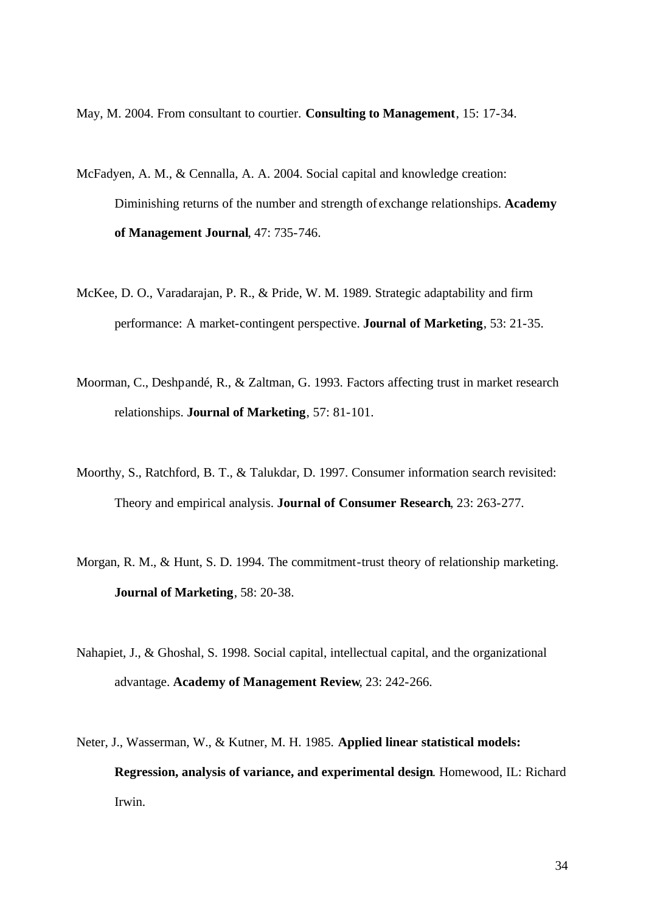May, M. 2004. From consultant to courtier. **Consulting to Management**, 15: 17-34.

McFadyen, A. M., & Cennalla, A. A. 2004. Social capital and knowledge creation: Diminishing returns of the number and strength of exchange relationships. **Academy of Management Journal**, 47: 735-746.

McKee, D. O., Varadarajan, P. R., & Pride, W. M. 1989. Strategic adaptability and firm performance: A market-contingent perspective. **Journal of Marketing**, 53: 21-35.

Moorman, C., Deshpandé, R., & Zaltman, G. 1993. Factors affecting trust in market research relationships. **Journal of Marketing**, 57: 81-101.

Moorthy, S., Ratchford, B. T., & Talukdar, D. 1997. Consumer information search revisited: Theory and empirical analysis. **Journal of Consumer Research**, 23: 263-277.

Morgan, R. M., & Hunt, S. D. 1994. The commitment-trust theory of relationship marketing. **Journal of Marketing**, 58: 20-38.

Nahapiet, J., & Ghoshal, S. 1998. Social capital, intellectual capital, and the organizational advantage. **Academy of Management Review**, 23: 242-266.

Neter, J., Wasserman, W., & Kutner, M. H. 1985. **Applied linear statistical models: Regression, analysis of variance, and experimental design**. Homewood, IL: Richard Irwin.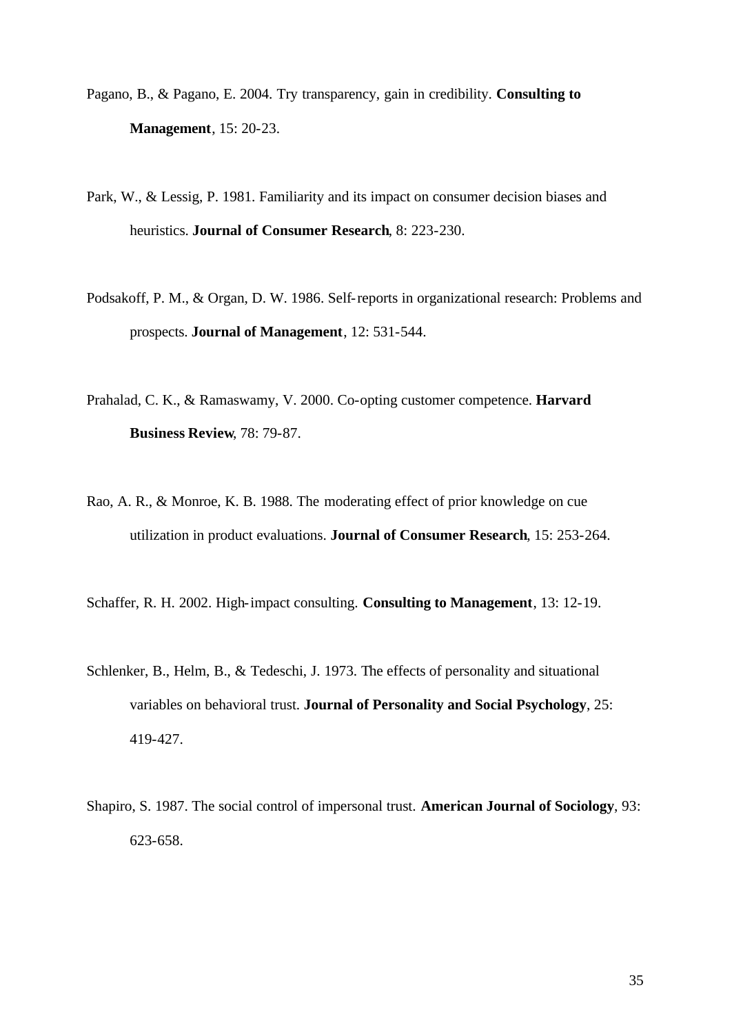Pagano, B., & Pagano, E. 2004. Try transparency, gain in credibility. **Consulting to Management**, 15: 20-23.

Park, W., & Lessig, P. 1981. Familiarity and its impact on consumer decision biases and heuristics. **Journal of Consumer Research**, 8: 223-230.

Podsakoff, P. M., & Organ, D. W. 1986. Self-reports in organizational research: Problems and prospects. **Journal of Management**, 12: 531-544.

Prahalad, C. K., & Ramaswamy, V. 2000. Co-opting customer competence. **Harvard Business Review**, 78: 79-87.

Rao, A. R., & Monroe, K. B. 1988. The moderating effect of prior knowledge on cue utilization in product evaluations. **Journal of Consumer Research**, 15: 253-264.

Schaffer, R. H. 2002. High-impact consulting. **Consulting to Management**, 13: 12-19.

Schlenker, B., Helm, B., & Tedeschi, J. 1973. The effects of personality and situational variables on behavioral trust. **Journal of Personality and Social Psychology**, 25: 419-427.

Shapiro, S. 1987. The social control of impersonal trust. **American Journal of Sociology**, 93: 623-658.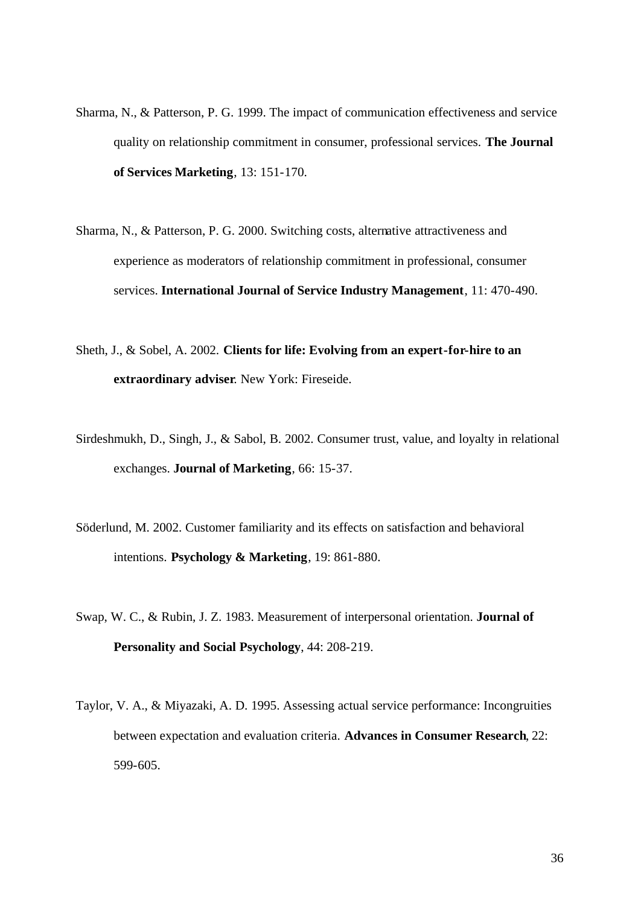Sharma, N., & Patterson, P. G. 1999. The impact of communication effectiveness and service quality on relationship commitment in consumer, professional services. **The Journal of Services Marketing**, 13: 151-170.

Sharma, N., & Patterson, P. G. 2000. Switching costs, alternative attractiveness and experience as moderators of relationship commitment in professional, consumer services. **International Journal of Service Industry Management**, 11: 470-490.

Sheth, J., & Sobel, A. 2002. **Clients for life: Evolving from an expert-for-hire to an extraordinary adviser**. New York: Fireseide.

Sirdeshmukh, D., Singh, J., & Sabol, B. 2002. Consumer trust, value, and loyalty in relational exchanges. **Journal of Marketing**, 66: 15-37.

Söderlund, M. 2002. Customer familiarity and its effects on satisfaction and behavioral intentions. **Psychology & Marketing**, 19: 861-880.

Swap, W. C., & Rubin, J. Z. 1983. Measurement of interpersonal orientation. **Journal of Personality and Social Psychology**, 44: 208-219.

Taylor, V. A., & Miyazaki, A. D. 1995. Assessing actual service performance: Incongruities between expectation and evaluation criteria. **Advances in Consumer Research**, 22: 599-605.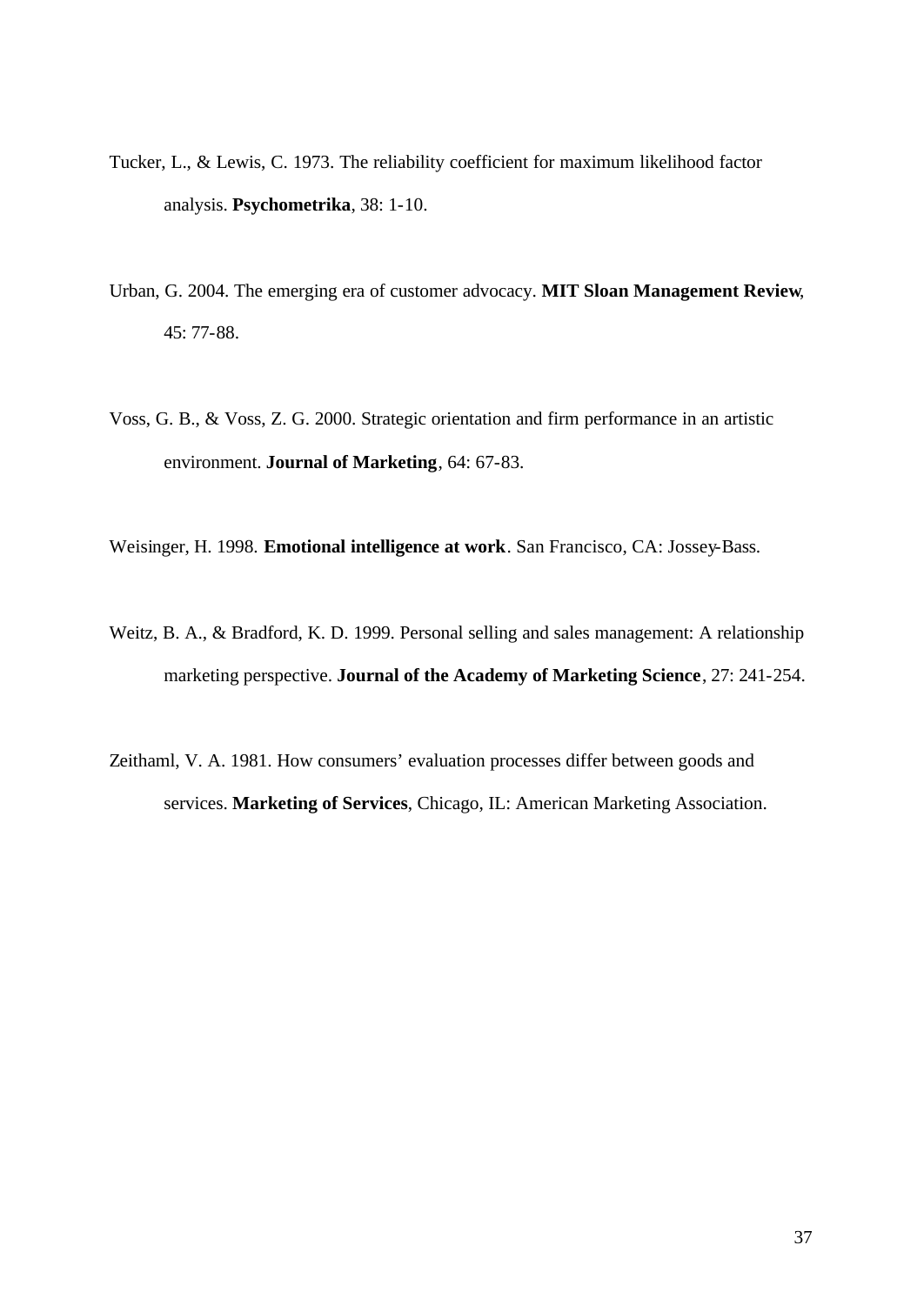Tucker, L., & Lewis, C. 1973. The reliability coefficient for maximum likelihood factor analysis. **Psychometrika**, 38: 1-10.

Urban, G. 2004. The emerging era of customer advocacy. **MIT Sloan Management Review**, 45: 77-88.

Voss, G. B., & Voss, Z. G. 2000. Strategic orientation and firm performance in an artistic environment. **Journal of Marketing**, 64: 67-83.

Weisinger, H. 1998. **Emotional intelligence at work**. San Francisco, CA: Jossey-Bass.

Weitz, B. A., & Bradford, K. D. 1999. Personal selling and sales management: A relationship marketing perspective. **Journal of the Academy of Marketing Science**, 27: 241-254.

Zeithaml, V. A. 1981. How consumers' evaluation processes differ between goods and services. **Marketing of Services**, Chicago, IL: American Marketing Association.